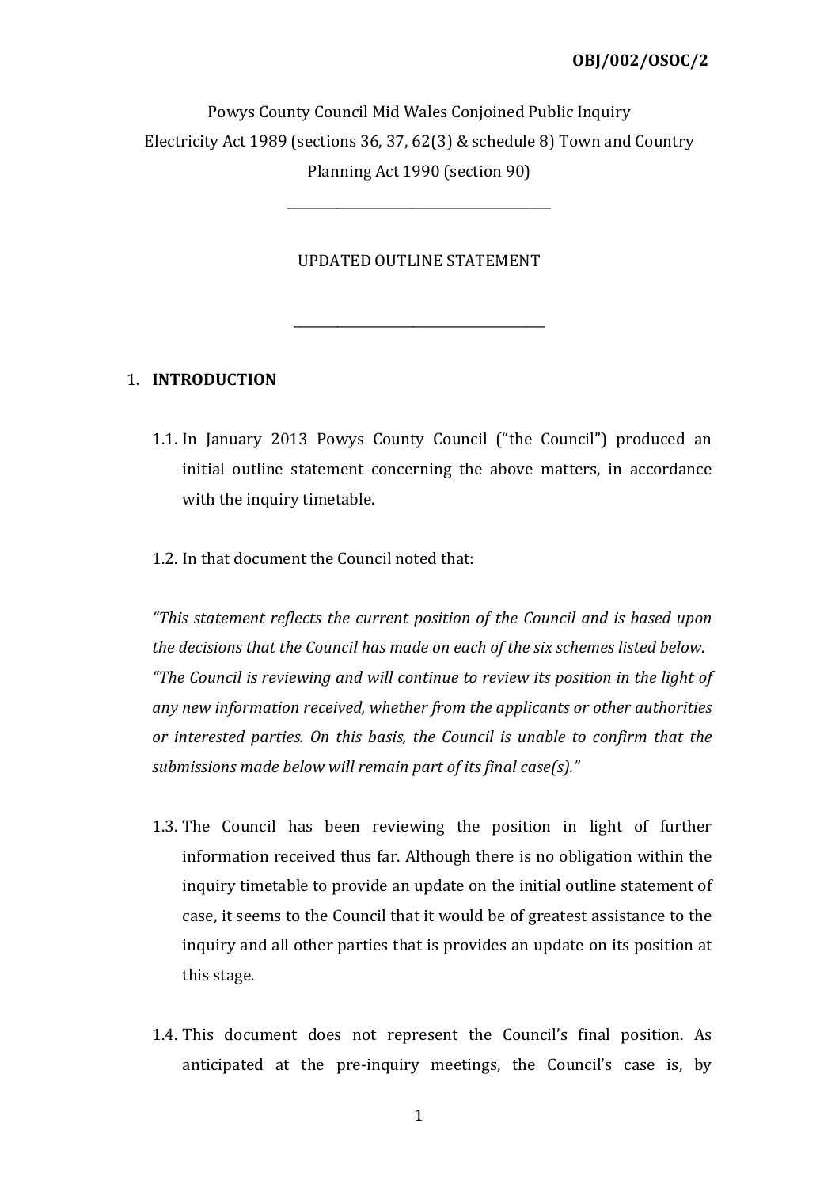**OBJ/002/OSOC/2**

Powys County Council Mid Wales Conjoined Public Inquiry
Electricity Act 1989 (sections 36, 37, 62(3) & schedule 8) Town and Country Planning Act 1990 (section 90)

---

UPDATED OUTLINE STATEMENT

---

1. **INTRODUCTION**

1.1. In January 2013 Powys County Council ("the Council") produced an initial outline statement concerning the above matters, in accordance with the inquiry timetable.

1.2. In that document the Council noted that:

*"This statement reflects the current position of the Council and is based upon the decisions that the Council has made on each of the six schemes listed below.*
*"The Council is reviewing and will continue to review its position in the light of any new information received, whether from the applicants or other authorities or interested parties. On this basis, the Council is unable to confirm that the submissions made below will remain part of its final case(s)."*

1.3. The Council has been reviewing the position in light of further information received thus far. Although there is no obligation within the inquiry timetable to provide an update on the initial outline statement of case, it seems to the Council that it would be of greatest assistance to the inquiry and all other parties that is provides an update on its position at this stage.

1.4. This document does not represent the Council's final position. As anticipated at the pre-inquiry meetings, the Council's case is, by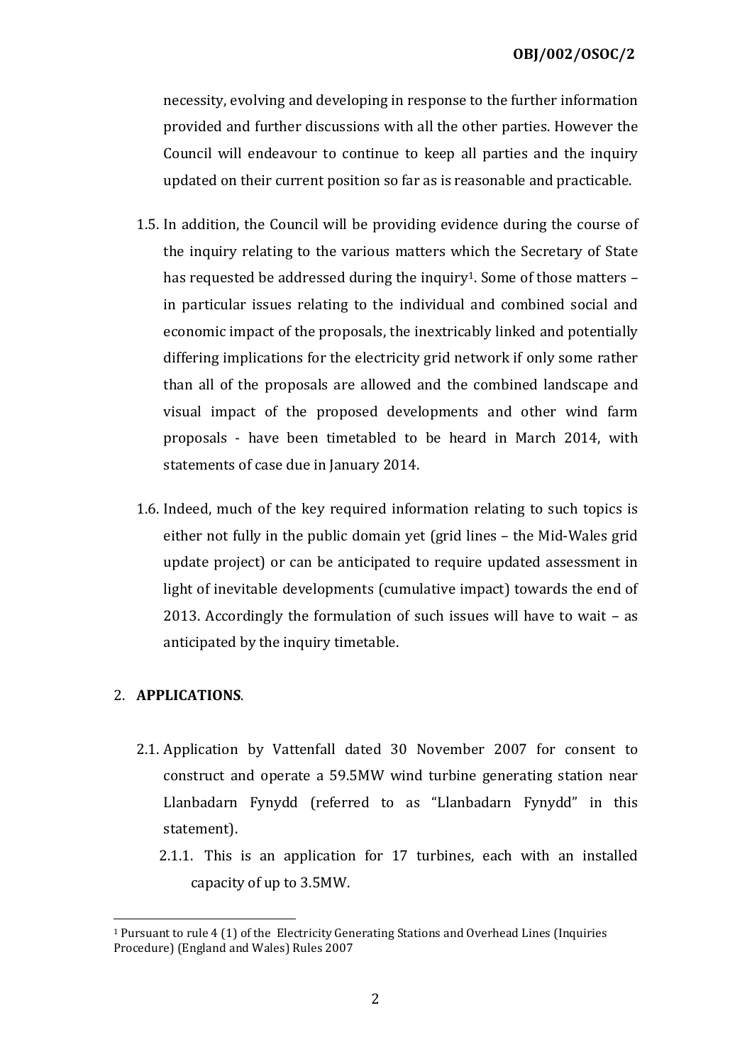necessity, evolving and developing in response to the further information provided and further discussions with all the other parties. However the Council will endeavour to continue to keep all parties and the inquiry updated on their current position so far as is reasonable and practicable.

1.5. In addition, the Council will be providing evidence during the course of the inquiry relating to the various matters which the Secretary of State has requested be addressed during the inquiry[1]. Some of those matters – in particular issues relating to the individual and combined social and economic impact of the proposals, the inextricably linked and potentially differing implications for the electricity grid network if only some rather than all of the proposals are allowed and the combined landscape and visual impact of the proposed developments and other wind farm proposals - have been timetabled to be heard in March 2014, with statements of case due in January 2014.

1.6. Indeed, much of the key required information relating to such topics is either not fully in the public domain yet (grid lines – the Mid-Wales grid update project) or can be anticipated to require updated assessment in light of inevitable developments (cumulative impact) towards the end of 2013. Accordingly the formulation of such issues will have to wait – as anticipated by the inquiry timetable.

## 2. **APPLICATIONS**.

2.1. Application by Vattenfall dated 30 November 2007 for consent to construct and operate a 59.5MW wind turbine generating station near Llanbadarn Fynydd (referred to as "Llanbadarn Fynydd" in this statement).

 2.1.1. This is an application for 17 turbines, each with an installed capacity of up to 3.5MW.

[1] Pursuant to rule 4 (1) of the Electricity Generating Stations and Overhead Lines (Inquiries Procedure) (England and Wales) Rules 2007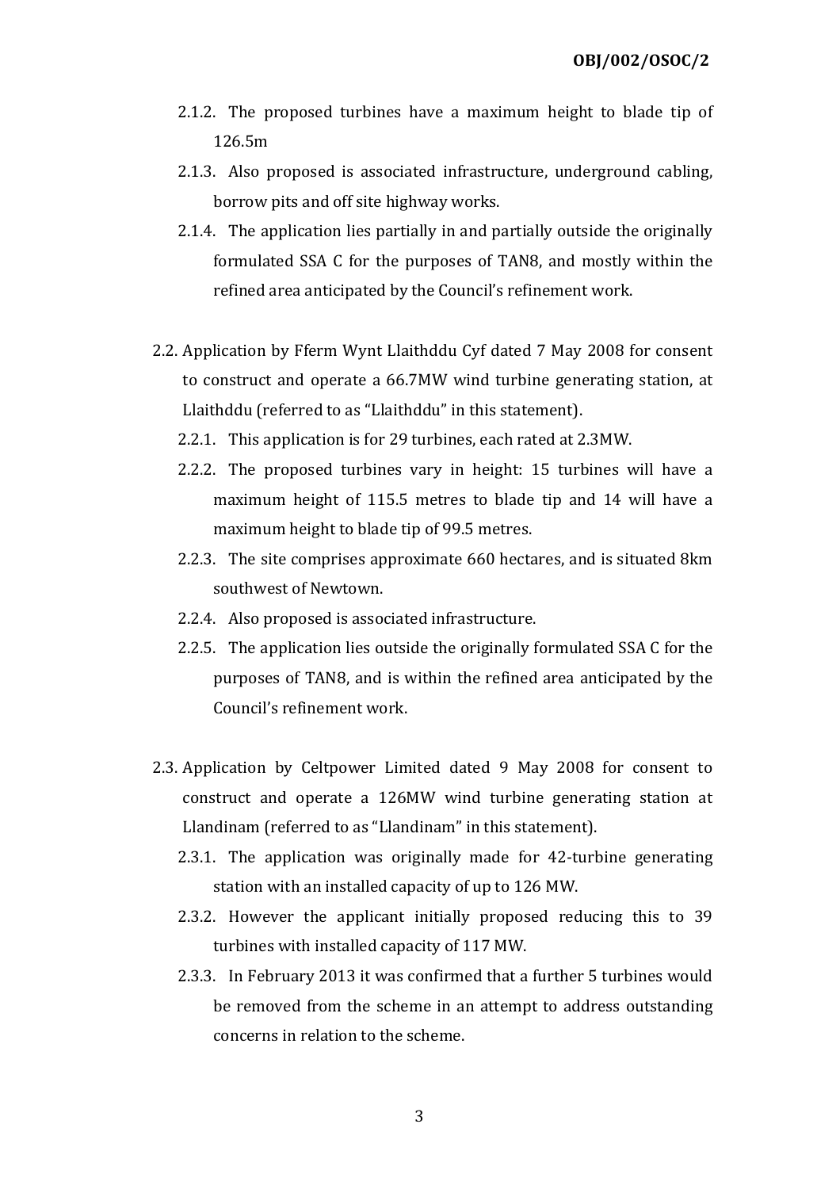2.1.2. The proposed turbines have a maximum height to blade tip of 126.5m

2.1.3. Also proposed is associated infrastructure, underground cabling, borrow pits and off site highway works.

2.1.4. The application lies partially in and partially outside the originally formulated SSA C for the purposes of TAN8, and mostly within the refined area anticipated by the Council's refinement work.

2.2. Application by Fferm Wynt Llaithddu Cyf dated 7 May 2008 for consent to construct and operate a 66.7MW wind turbine generating station, at Llaithddu (referred to as "Llaithddu" in this statement).

2.2.1. This application is for 29 turbines, each rated at 2.3MW.

2.2.2. The proposed turbines vary in height: 15 turbines will have a maximum height of 115.5 metres to blade tip and 14 will have a maximum height to blade tip of 99.5 metres.

2.2.3. The site comprises approximate 660 hectares, and is situated 8km southwest of Newtown.

2.2.4. Also proposed is associated infrastructure.

2.2.5. The application lies outside the originally formulated SSA C for the purposes of TAN8, and is within the refined area anticipated by the Council's refinement work.

2.3. Application by Celtpower Limited dated 9 May 2008 for consent to construct and operate a 126MW wind turbine generating station at Llandinam (referred to as "Llandinam" in this statement).

2.3.1. The application was originally made for 42-turbine generating station with an installed capacity of up to 126 MW.

2.3.2. However the applicant initially proposed reducing this to 39 turbines with installed capacity of 117 MW.

2.3.3. In February 2013 it was confirmed that a further 5 turbines would be removed from the scheme in an attempt to address outstanding concerns in relation to the scheme.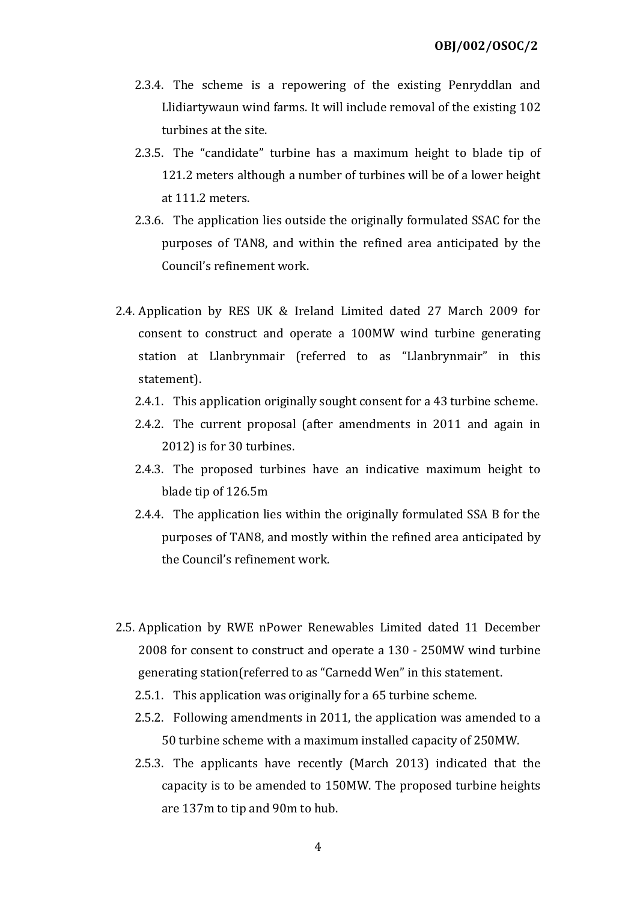2.3.4. The scheme is a repowering of the existing Penryddlan and Llidiartywaun wind farms. It will include removal of the existing 102 turbines at the site.

2.3.5. The "candidate" turbine has a maximum height to blade tip of 121.2 meters although a number of turbines will be of a lower height at 111.2 meters.

2.3.6. The application lies outside the originally formulated SSAC for the purposes of TAN8, and within the refined area anticipated by the Council's refinement work.

2.4. Application by RES UK & Ireland Limited dated 27 March 2009 for consent to construct and operate a 100MW wind turbine generating station at Llanbrynmair (referred to as "Llanbrynmair" in this statement).

2.4.1. This application originally sought consent for a 43 turbine scheme.

2.4.2. The current proposal (after amendments in 2011 and again in 2012) is for 30 turbines.

2.4.3. The proposed turbines have an indicative maximum height to blade tip of 126.5m

2.4.4. The application lies within the originally formulated SSA B for the purposes of TAN8, and mostly within the refined area anticipated by the Council's refinement work.

2.5. Application by RWE nPower Renewables Limited dated 11 December 2008 for consent to construct and operate a 130 - 250MW wind turbine generating station(referred to as "Carnedd Wen" in this statement.

2.5.1. This application was originally for a 65 turbine scheme.

2.5.2. Following amendments in 2011, the application was amended to a 50 turbine scheme with a maximum installed capacity of 250MW.

2.5.3. The applicants have recently (March 2013) indicated that the capacity is to be amended to 150MW. The proposed turbine heights are 137m to tip and 90m to hub.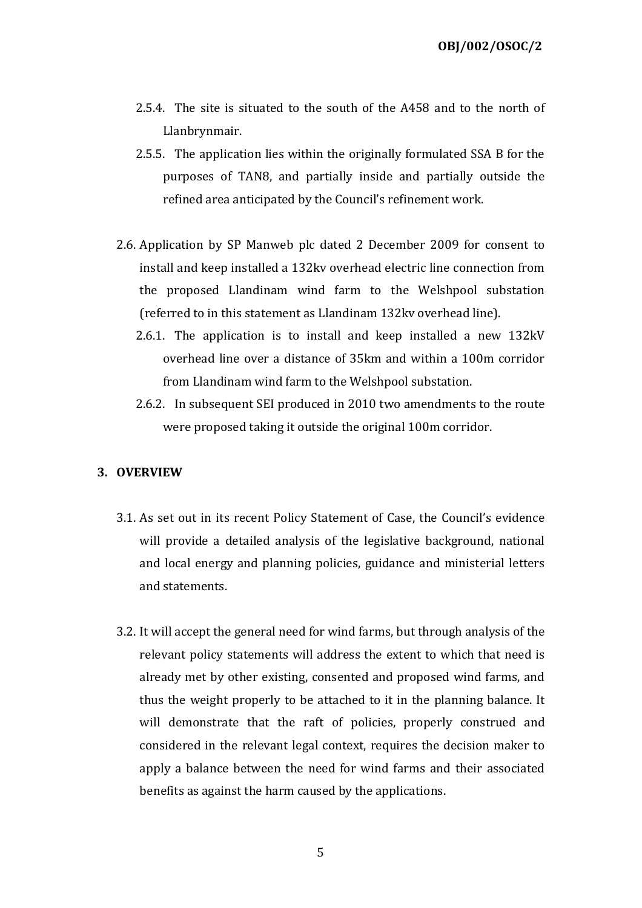2.5.4. The site is situated to the south of the A458 and to the north of Llanbrynmair.

2.5.5. The application lies within the originally formulated SSA B for the purposes of TAN8, and partially inside and partially outside the refined area anticipated by the Council's refinement work.

2.6. Application by SP Manweb plc dated 2 December 2009 for consent to install and keep installed a 132kv overhead electric line connection from the proposed Llandinam wind farm to the Welshpool substation (referred to in this statement as Llandinam 132kv overhead line).

2.6.1. The application is to install and keep installed a new 132kV overhead line over a distance of 35km and within a 100m corridor from Llandinam wind farm to the Welshpool substation.

2.6.2. In subsequent SEI produced in 2010 two amendments to the route were proposed taking it outside the original 100m corridor.

## 3. OVERVIEW

3.1. As set out in its recent Policy Statement of Case, the Council's evidence will provide a detailed analysis of the legislative background, national and local energy and planning policies, guidance and ministerial letters and statements.

3.2. It will accept the general need for wind farms, but through analysis of the relevant policy statements will address the extent to which that need is already met by other existing, consented and proposed wind farms, and thus the weight properly to be attached to it in the planning balance. It will demonstrate that the raft of policies, properly construed and considered in the relevant legal context, requires the decision maker to apply a balance between the need for wind farms and their associated benefits as against the harm caused by the applications.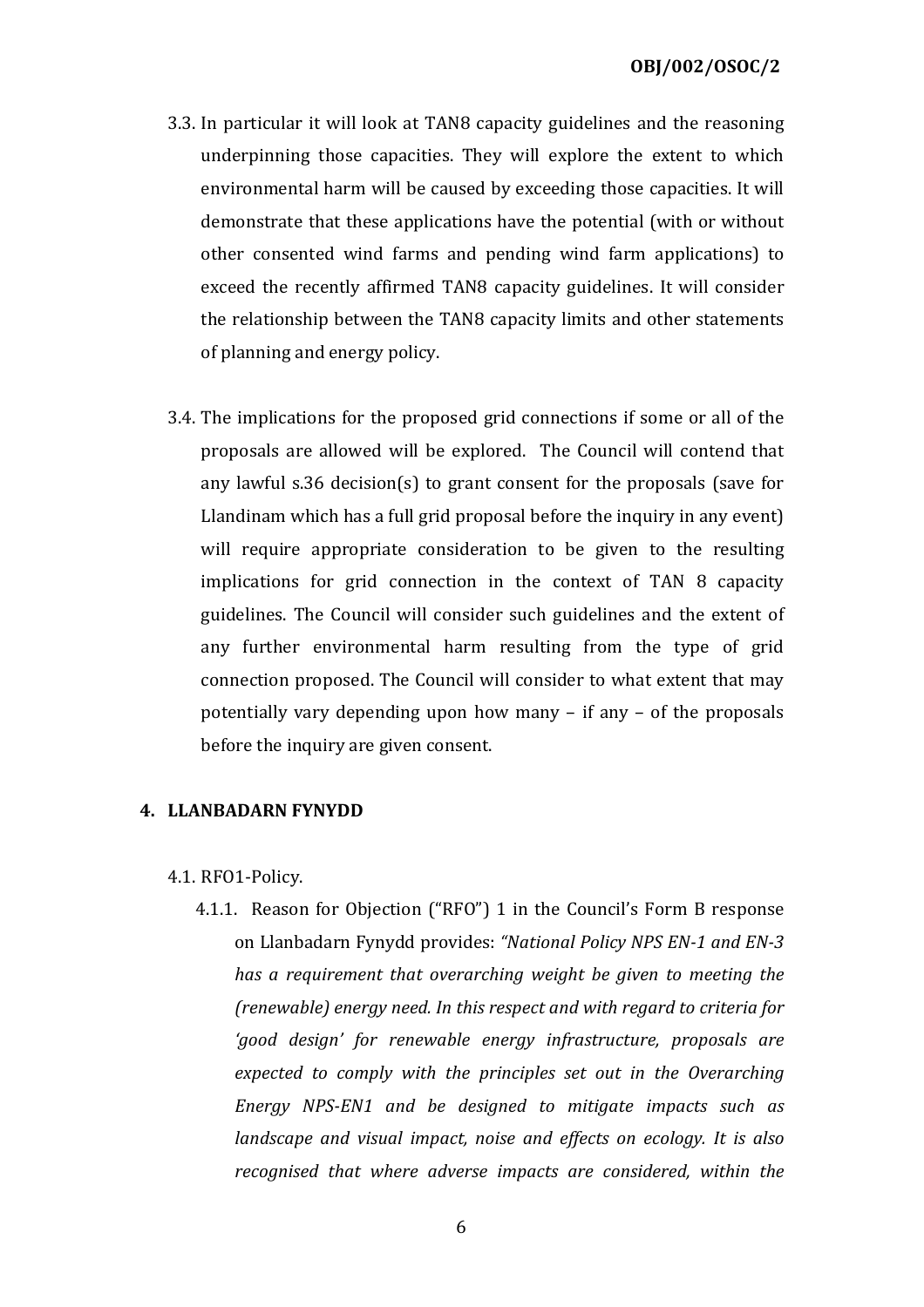3.3. In particular it will look at TAN8 capacity guidelines and the reasoning underpinning those capacities. They will explore the extent to which environmental harm will be caused by exceeding those capacities. It will demonstrate that these applications have the potential (with or without other consented wind farms and pending wind farm applications) to exceed the recently affirmed TAN8 capacity guidelines. It will consider the relationship between the TAN8 capacity limits and other statements of planning and energy policy.

3.4. The implications for the proposed grid connections if some or all of the proposals are allowed will be explored. The Council will contend that any lawful s.36 decision(s) to grant consent for the proposals (save for Llandinam which has a full grid proposal before the inquiry in any event) will require appropriate consideration to be given to the resulting implications for grid connection in the context of TAN 8 capacity guidelines. The Council will consider such guidelines and the extent of any further environmental harm resulting from the type of grid connection proposed. The Council will consider to what extent that may potentially vary depending upon how many – if any – of the proposals before the inquiry are given consent.

## 4. LLANBADARN FYNYDD

4.1. RFO1-Policy.

4.1.1. Reason for Objection ("RFO") 1 in the Council's Form B response on Llanbadarn Fynydd provides: *"National Policy NPS EN-1 and EN-3 has a requirement that overarching weight be given to meeting the (renewable) energy need. In this respect and with regard to criteria for 'good design' for renewable energy infrastructure, proposals are expected to comply with the principles set out in the Overarching Energy NPS-EN1 and be designed to mitigate impacts such as landscape and visual impact, noise and effects on ecology. It is also recognised that where adverse impacts are considered, within the*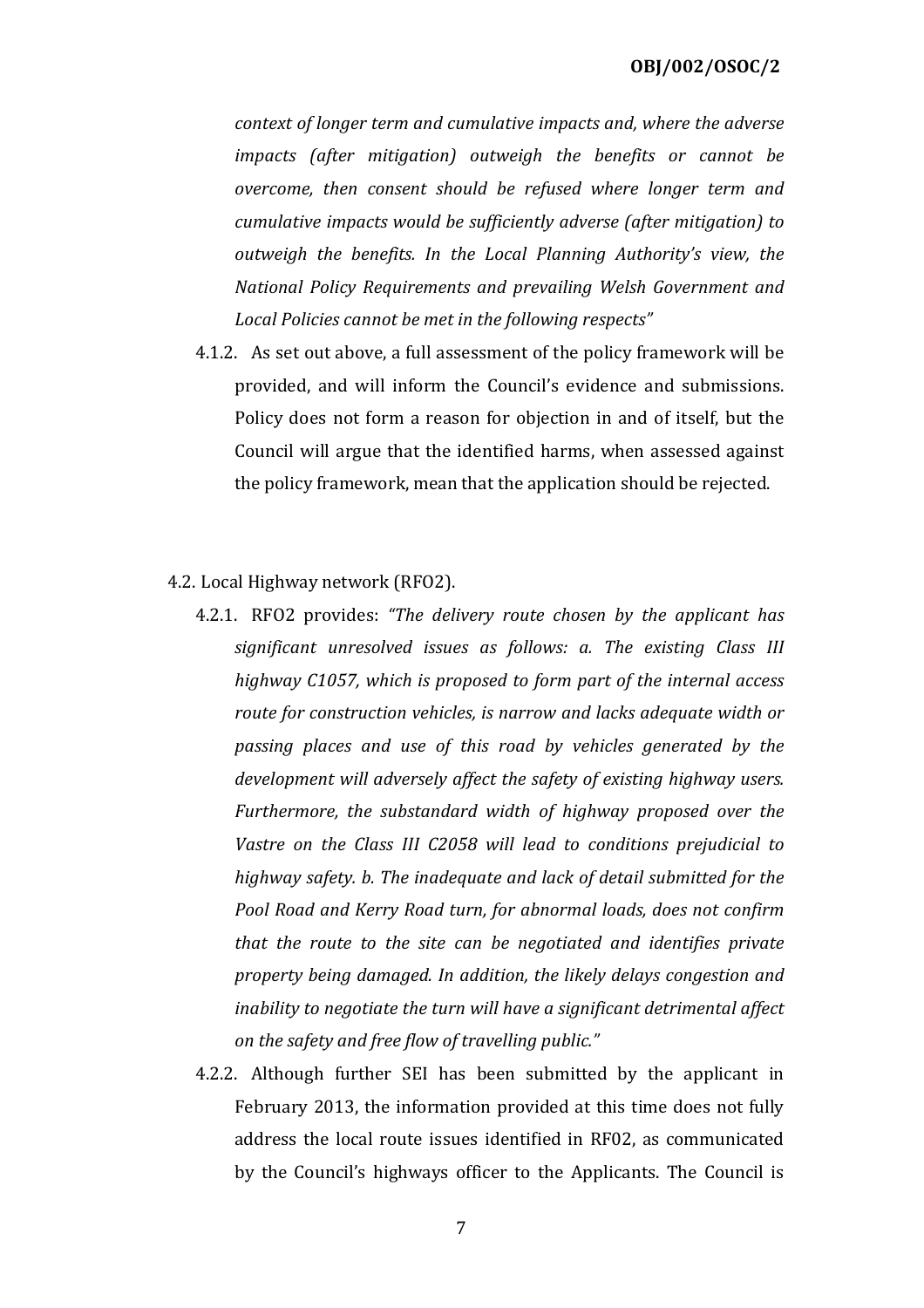*context of longer term and cumulative impacts and, where the adverse impacts (after mitigation) outweigh the benefits or cannot be overcome, then consent should be refused where longer term and cumulative impacts would be sufficiently adverse (after mitigation) to outweigh the benefits. In the Local Planning Authority's view, the National Policy Requirements and prevailing Welsh Government and Local Policies cannot be met in the following respects"*

4.1.2. As set out above, a full assessment of the policy framework will be provided, and will inform the Council's evidence and submissions. Policy does not form a reason for objection in and of itself, but the Council will argue that the identified harms, when assessed against the policy framework, mean that the application should be rejected.

4.2. Local Highway network (RFO2).

4.2.1. RFO2 provides: *"The delivery route chosen by the applicant has significant unresolved issues as follows: a. The existing Class III highway C1057, which is proposed to form part of the internal access route for construction vehicles, is narrow and lacks adequate width or passing places and use of this road by vehicles generated by the development will adversely affect the safety of existing highway users. Furthermore, the substandard width of highway proposed over the Vastre on the Class III C2058 will lead to conditions prejudicial to highway safety. b. The inadequate and lack of detail submitted for the Pool Road and Kerry Road turn, for abnormal loads, does not confirm that the route to the site can be negotiated and identifies private property being damaged. In addition, the likely delays congestion and inability to negotiate the turn will have a significant detrimental affect on the safety and free flow of travelling public."*

4.2.2. Although further SEI has been submitted by the applicant in February 2013, the information provided at this time does not fully address the local route issues identified in RF02, as communicated by the Council's highways officer to the Applicants. The Council is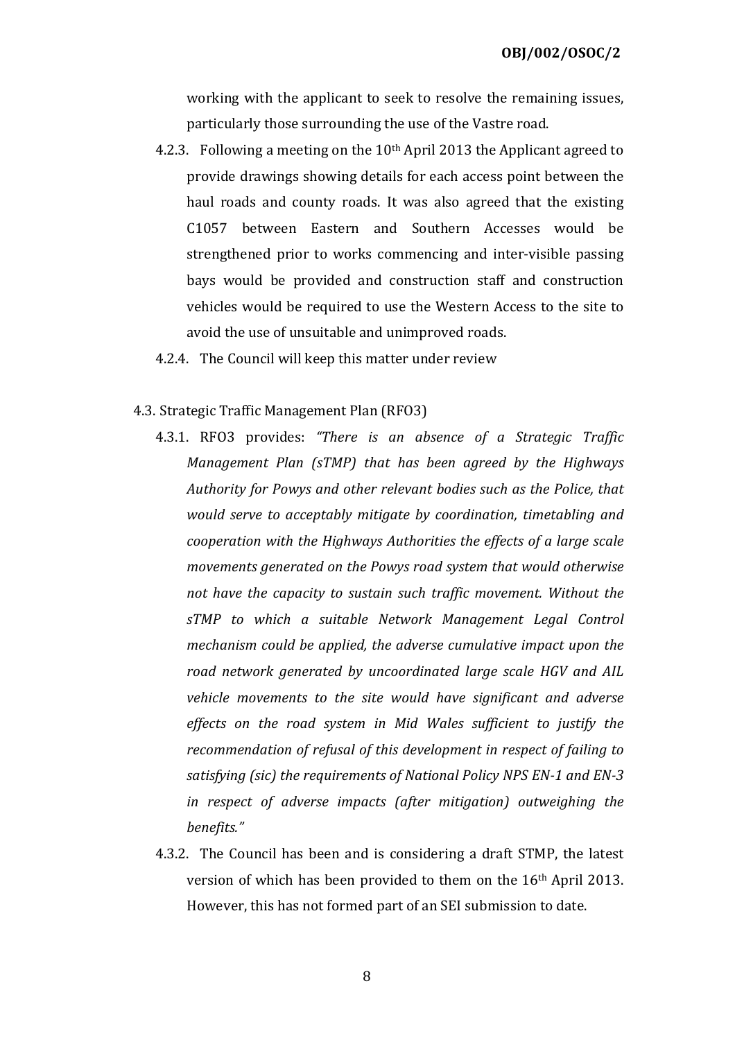working with the applicant to seek to resolve the remaining issues, particularly those surrounding the use of the Vastre road.

4.2.3. Following a meeting on the 10th April 2013 the Applicant agreed to provide drawings showing details for each access point between the haul roads and county roads. It was also agreed that the existing C1057 between Eastern and Southern Accesses would be strengthened prior to works commencing and inter-visible passing bays would be provided and construction staff and construction vehicles would be required to use the Western Access to the site to avoid the use of unsuitable and unimproved roads.

4.2.4. The Council will keep this matter under review

4.3. Strategic Traffic Management Plan (RFO3)

4.3.1. RFO3 provides: *"There is an absence of a Strategic Traffic Management Plan (sTMP) that has been agreed by the Highways Authority for Powys and other relevant bodies such as the Police, that would serve to acceptably mitigate by coordination, timetabling and cooperation with the Highways Authorities the effects of a large scale movements generated on the Powys road system that would otherwise not have the capacity to sustain such traffic movement. Without the sTMP to which a suitable Network Management Legal Control mechanism could be applied, the adverse cumulative impact upon the road network generated by uncoordinated large scale HGV and AIL vehicle movements to the site would have significant and adverse effects on the road system in Mid Wales sufficient to justify the recommendation of refusal of this development in respect of failing to satisfying (sic) the requirements of National Policy NPS EN-1 and EN-3 in respect of adverse impacts (after mitigation) outweighing the benefits."*

4.3.2. The Council has been and is considering a draft STMP, the latest version of which has been provided to them on the 16th April 2013. However, this has not formed part of an SEI submission to date.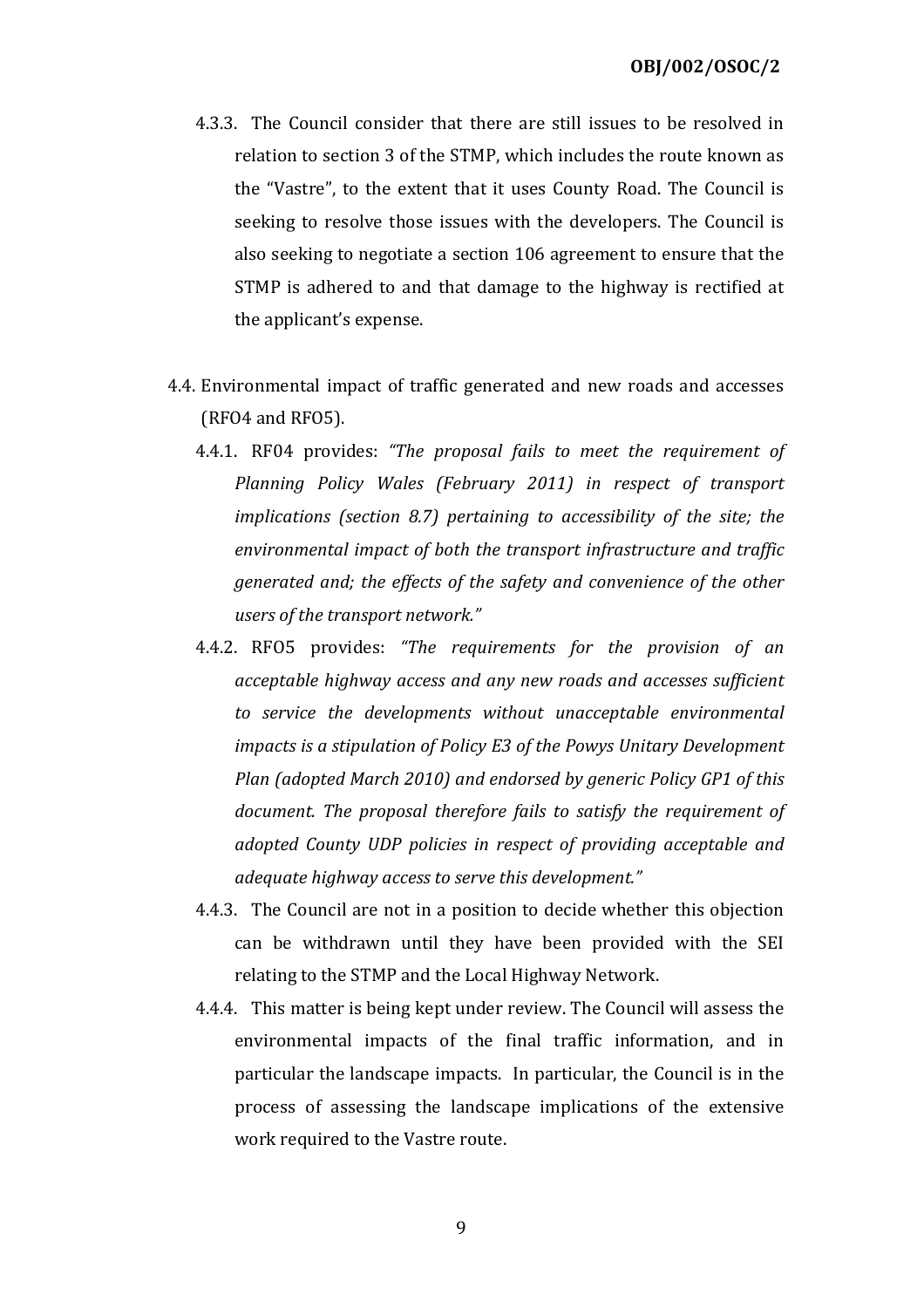4.3.3. The Council consider that there are still issues to be resolved in relation to section 3 of the STMP, which includes the route known as the "Vastre", to the extent that it uses County Road. The Council is seeking to resolve those issues with the developers. The Council is also seeking to negotiate a section 106 agreement to ensure that the STMP is adhered to and that damage to the highway is rectified at the applicant's expense.

4.4. Environmental impact of traffic generated and new roads and accesses (RFO4 and RFO5).

4.4.1. RF04 provides: *"The proposal fails to meet the requirement of Planning Policy Wales (February 2011) in respect of transport implications (section 8.7) pertaining to accessibility of the site; the environmental impact of both the transport infrastructure and traffic generated and; the effects of the safety and convenience of the other users of the transport network."*

4.4.2. RFO5 provides: *"The requirements for the provision of an acceptable highway access and any new roads and accesses sufficient to service the developments without unacceptable environmental impacts is a stipulation of Policy E3 of the Powys Unitary Development Plan (adopted March 2010) and endorsed by generic Policy GP1 of this document. The proposal therefore fails to satisfy the requirement of adopted County UDP policies in respect of providing acceptable and adequate highway access to serve this development."*

4.4.3. The Council are not in a position to decide whether this objection can be withdrawn until they have been provided with the SEI relating to the STMP and the Local Highway Network.

4.4.4. This matter is being kept under review. The Council will assess the environmental impacts of the final traffic information, and in particular the landscape impacts. In particular, the Council is in the process of assessing the landscape implications of the extensive work required to the Vastre route.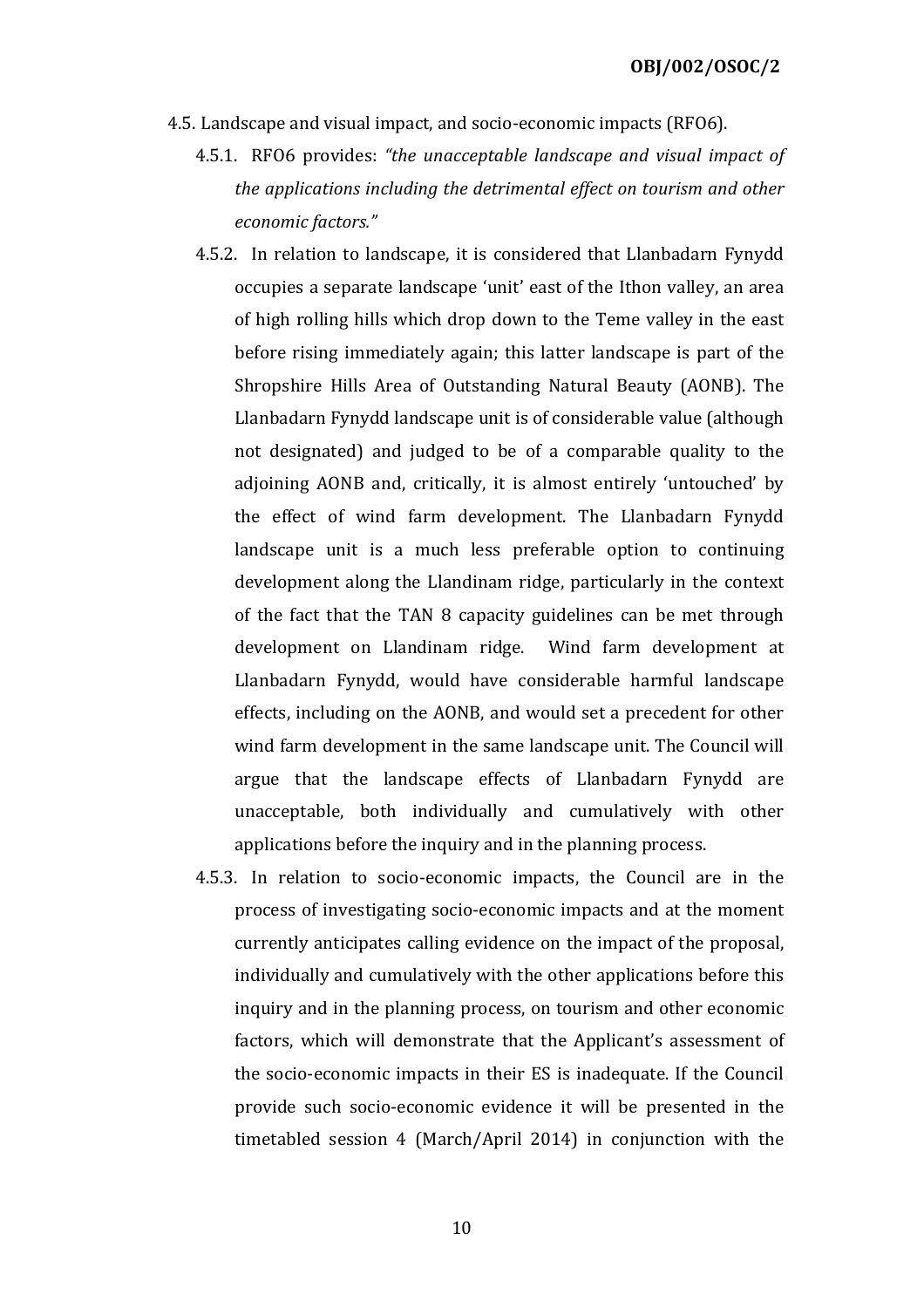4.5. Landscape and visual impact, and socio-economic impacts (RFO6).

4.5.1. RFO6 provides: *"the unacceptable landscape and visual impact of the applications including the detrimental effect on tourism and other economic factors."*

4.5.2. In relation to landscape, it is considered that Llanbadarn Fynydd occupies a separate landscape 'unit' east of the Ithon valley, an area of high rolling hills which drop down to the Teme valley in the east before rising immediately again; this latter landscape is part of the Shropshire Hills Area of Outstanding Natural Beauty (AONB). The Llanbadarn Fynydd landscape unit is of considerable value (although not designated) and judged to be of a comparable quality to the adjoining AONB and, critically, it is almost entirely 'untouched' by the effect of wind farm development. The Llanbadarn Fynydd landscape unit is a much less preferable option to continuing development along the Llandinam ridge, particularly in the context of the fact that the TAN 8 capacity guidelines can be met through development on Llandinam ridge. Wind farm development at Llanbadarn Fynydd, would have considerable harmful landscape effects, including on the AONB, and would set a precedent for other wind farm development in the same landscape unit. The Council will argue that the landscape effects of Llanbadarn Fynydd are unacceptable, both individually and cumulatively with other applications before the inquiry and in the planning process.

4.5.3. In relation to socio-economic impacts, the Council are in the process of investigating socio-economic impacts and at the moment currently anticipates calling evidence on the impact of the proposal, individually and cumulatively with the other applications before this inquiry and in the planning process, on tourism and other economic factors, which will demonstrate that the Applicant's assessment of the socio-economic impacts in their ES is inadequate. If the Council provide such socio-economic evidence it will be presented in the timetabled session 4 (March/April 2014) in conjunction with the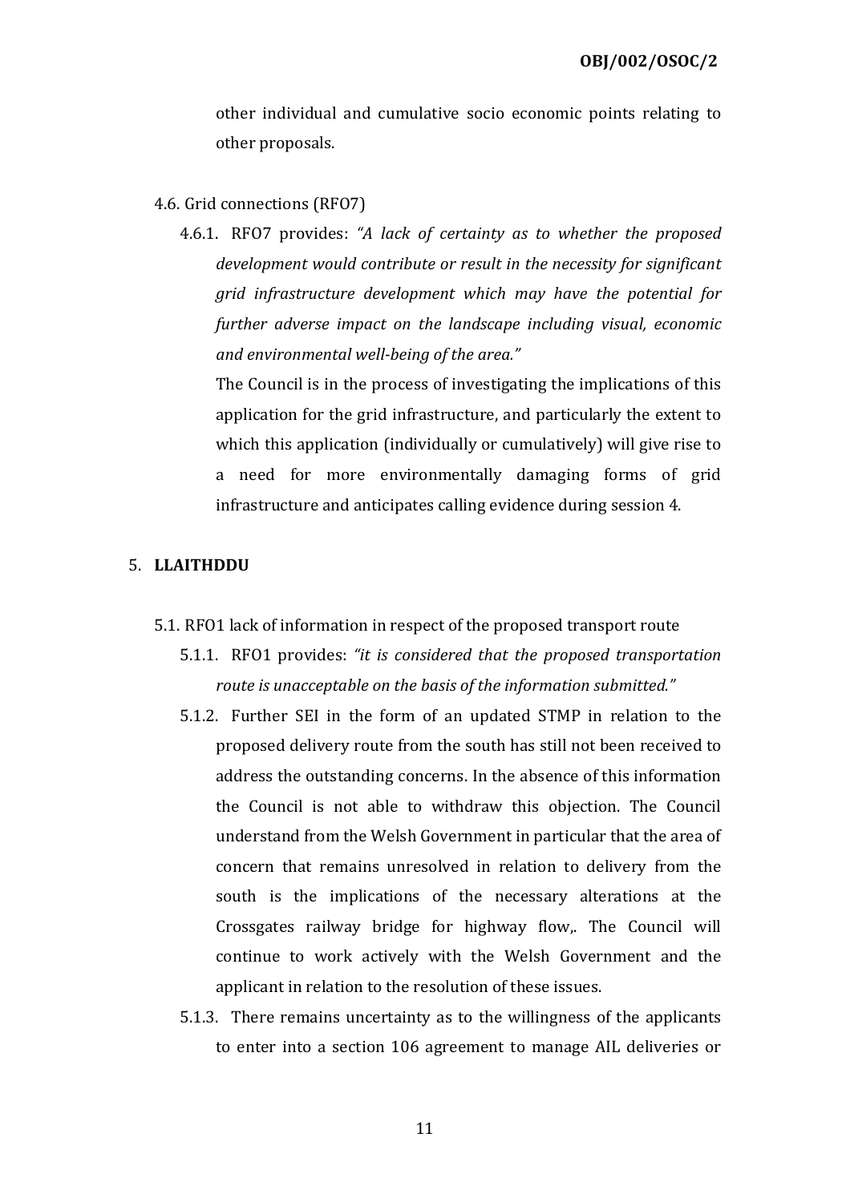other individual and cumulative socio economic points relating to other proposals.

4.6. Grid connections (RFO7)

4.6.1. RFO7 provides: *"A lack of certainty as to whether the proposed development would contribute or result in the necessity for significant grid infrastructure development which may have the potential for further adverse impact on the landscape including visual, economic and environmental well-being of the area."*

The Council is in the process of investigating the implications of this application for the grid infrastructure, and particularly the extent to which this application (individually or cumulatively) will give rise to a need for more environmentally damaging forms of grid infrastructure and anticipates calling evidence during session 4.

5. **LLAITHDDU**

5.1. RFO1 lack of information in respect of the proposed transport route

5.1.1. RFO1 provides: *"it is considered that the proposed transportation route is unacceptable on the basis of the information submitted."*

5.1.2. Further SEI in the form of an updated STMP in relation to the proposed delivery route from the south has still not been received to address the outstanding concerns. In the absence of this information the Council is not able to withdraw this objection. The Council understand from the Welsh Government in particular that the area of concern that remains unresolved in relation to delivery from the south is the implications of the necessary alterations at the Crossgates railway bridge for highway flow,. The Council will continue to work actively with the Welsh Government and the applicant in relation to the resolution of these issues.

5.1.3. There remains uncertainty as to the willingness of the applicants to enter into a section 106 agreement to manage AIL deliveries or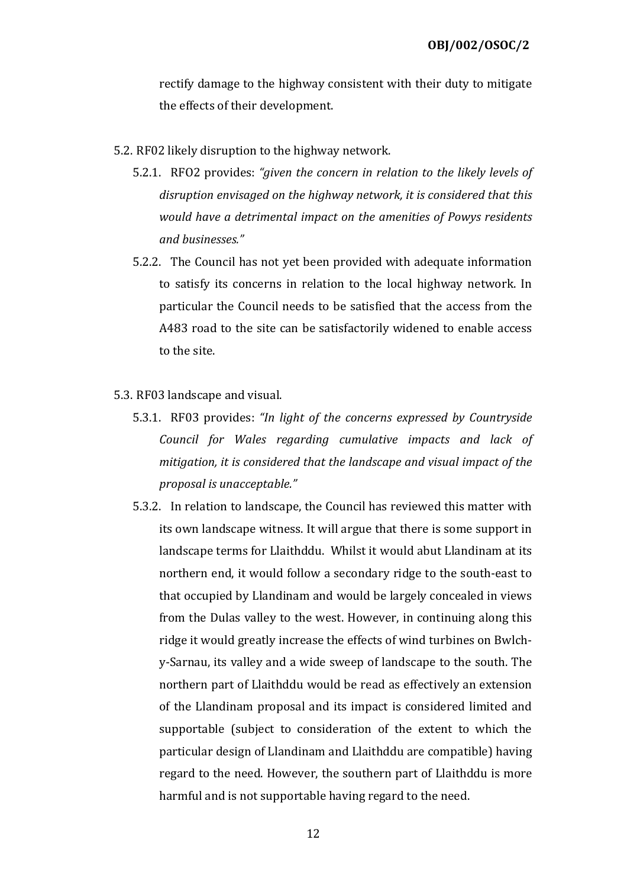rectify damage to the highway consistent with their duty to mitigate the effects of their development.

5.2. RF02 likely disruption to the highway network.

5.2.1. RFO2 provides: *"given the concern in relation to the likely levels of disruption envisaged on the highway network, it is considered that this would have a detrimental impact on the amenities of Powys residents and businesses."*

5.2.2. The Council has not yet been provided with adequate information to satisfy its concerns in relation to the local highway network. In particular the Council needs to be satisfied that the access from the A483 road to the site can be satisfactorily widened to enable access to the site.

5.3. RF03 landscape and visual.

5.3.1. RF03 provides: *"In light of the concerns expressed by Countryside Council for Wales regarding cumulative impacts and lack of mitigation, it is considered that the landscape and visual impact of the proposal is unacceptable."*

5.3.2. In relation to landscape, the Council has reviewed this matter with its own landscape witness. It will argue that there is some support in landscape terms for Llaithddu. Whilst it would abut Llandinam at its northern end, it would follow a secondary ridge to the south-east to that occupied by Llandinam and would be largely concealed in views from the Dulas valley to the west. However, in continuing along this ridge it would greatly increase the effects of wind turbines on Bwlch-y-Sarnau, its valley and a wide sweep of landscape to the south. The northern part of Llaithddu would be read as effectively an extension of the Llandinam proposal and its impact is considered limited and supportable (subject to consideration of the extent to which the particular design of Llandinam and Llaithddu are compatible) having regard to the need. However, the southern part of Llaithddu is more harmful and is not supportable having regard to the need.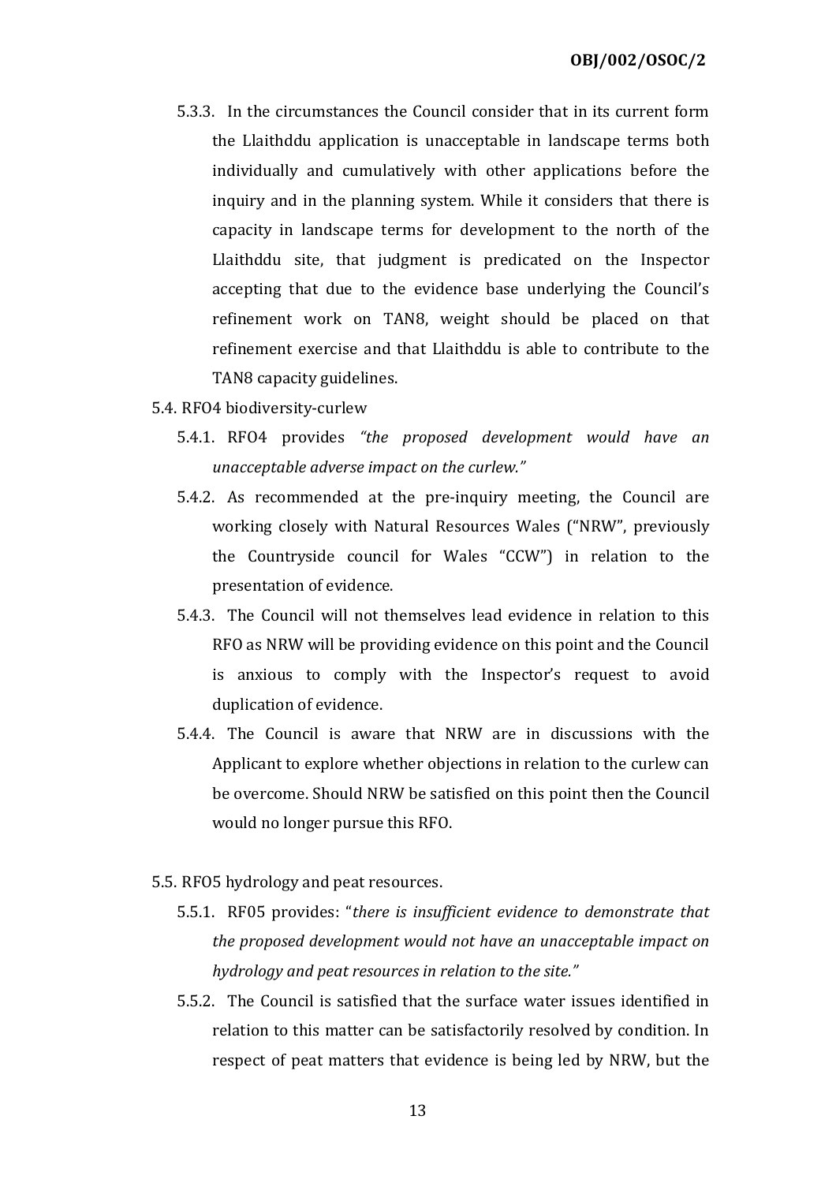5.3.3. In the circumstances the Council consider that in its current form the Llaithddu application is unacceptable in landscape terms both individually and cumulatively with other applications before the inquiry and in the planning system. While it considers that there is capacity in landscape terms for development to the north of the Llaithddu site, that judgment is predicated on the Inspector accepting that due to the evidence base underlying the Council's refinement work on TAN8, weight should be placed on that refinement exercise and that Llaithddu is able to contribute to the TAN8 capacity guidelines.

5.4. RFO4 biodiversity-curlew

5.4.1. RFO4 provides *"the proposed development would have an unacceptable adverse impact on the curlew."*

5.4.2. As recommended at the pre-inquiry meeting, the Council are working closely with Natural Resources Wales ("NRW", previously the Countryside council for Wales "CCW") in relation to the presentation of evidence.

5.4.3. The Council will not themselves lead evidence in relation to this RFO as NRW will be providing evidence on this point and the Council is anxious to comply with the Inspector's request to avoid duplication of evidence.

5.4.4. The Council is aware that NRW are in discussions with the Applicant to explore whether objections in relation to the curlew can be overcome. Should NRW be satisfied on this point then the Council would no longer pursue this RFO.

5.5. RFO5 hydrology and peat resources.

5.5.1. RF05 provides: "*there is insufficient evidence to demonstrate that the proposed development would not have an unacceptable impact on hydrology and peat resources in relation to the site."*

5.5.2. The Council is satisfied that the surface water issues identified in relation to this matter can be satisfactorily resolved by condition. In respect of peat matters that evidence is being led by NRW, but the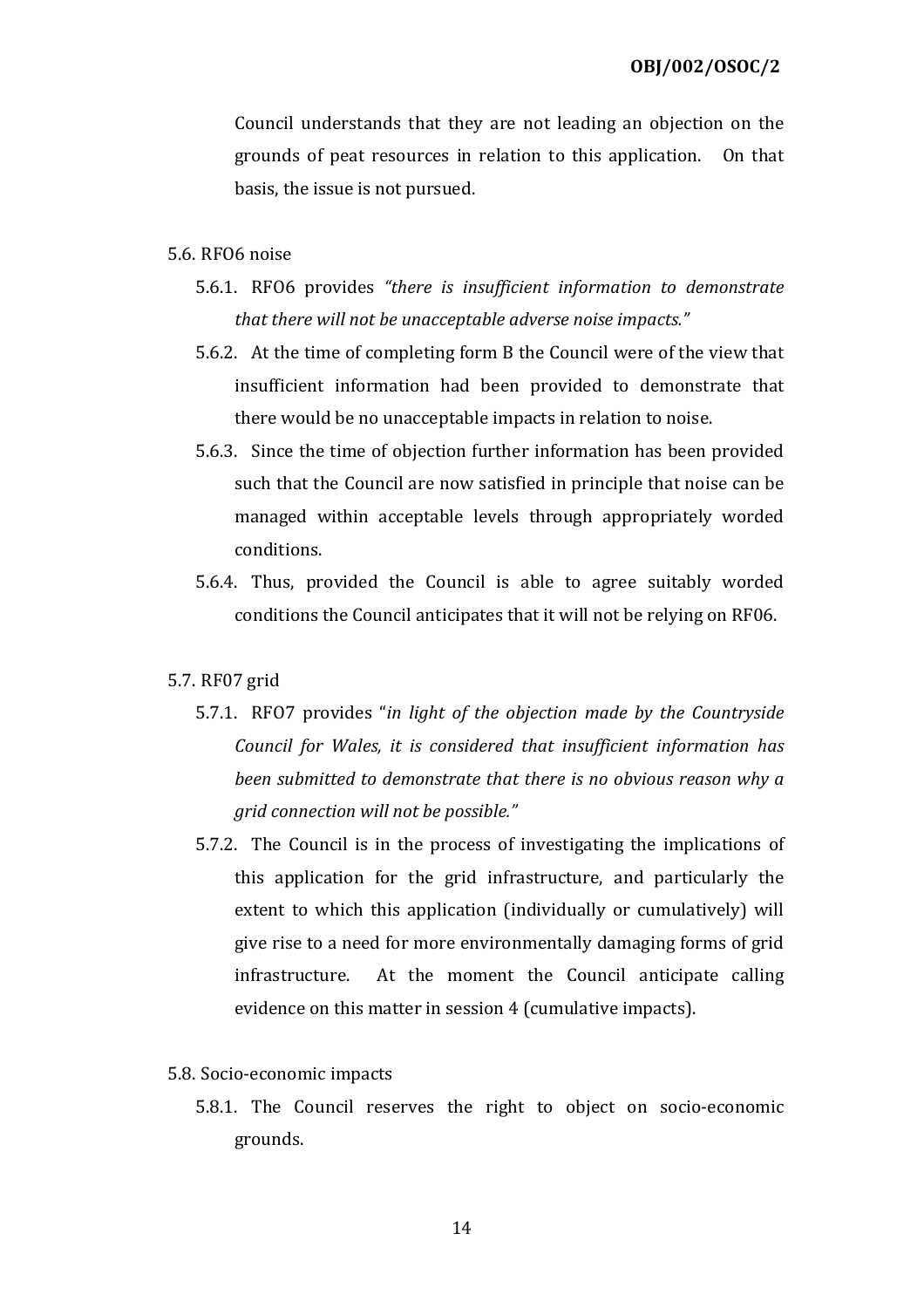Council understands that they are not leading an objection on the grounds of peat resources in relation to this application. On that basis, the issue is not pursued.

5.6. RFO6 noise

5.6.1. RFO6 provides *"there is insufficient information to demonstrate that there will not be unacceptable adverse noise impacts."*

5.6.2. At the time of completing form B the Council were of the view that insufficient information had been provided to demonstrate that there would be no unacceptable impacts in relation to noise.

5.6.3. Since the time of objection further information has been provided such that the Council are now satisfied in principle that noise can be managed within acceptable levels through appropriately worded conditions.

5.6.4. Thus, provided the Council is able to agree suitably worded conditions the Council anticipates that it will not be relying on RF06.

5.7. RF07 grid

5.7.1. RFO7 provides "*in light of the objection made by the Countryside Council for Wales, it is considered that insufficient information has been submitted to demonstrate that there is no obvious reason why a grid connection will not be possible.*"

5.7.2. The Council is in the process of investigating the implications of this application for the grid infrastructure, and particularly the extent to which this application (individually or cumulatively) will give rise to a need for more environmentally damaging forms of grid infrastructure. At the moment the Council anticipate calling evidence on this matter in session 4 (cumulative impacts).

5.8. Socio-economic impacts

5.8.1. The Council reserves the right to object on socio-economic grounds.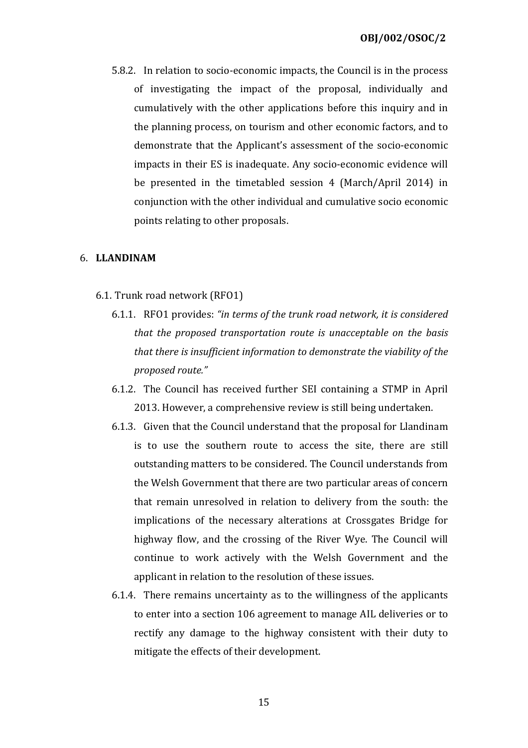5.8.2. In relation to socio-economic impacts, the Council is in the process of investigating the impact of the proposal, individually and cumulatively with the other applications before this inquiry and in the planning process, on tourism and other economic factors, and to demonstrate that the Applicant's assessment of the socio-economic impacts in their ES is inadequate. Any socio-economic evidence will be presented in the timetabled session 4 (March/April 2014) in conjunction with the other individual and cumulative socio economic points relating to other proposals.

## 6. LLANDINAM

### 6.1. Trunk road network (RFO1)

6.1.1. RFO1 provides: *"in terms of the trunk road network, it is considered that the proposed transportation route is unacceptable on the basis that there is insufficient information to demonstrate the viability of the proposed route."*

6.1.2. The Council has received further SEI containing a STMP in April 2013. However, a comprehensive review is still being undertaken.

6.1.3. Given that the Council understand that the proposal for Llandinam is to use the southern route to access the site, there are still outstanding matters to be considered. The Council understands from the Welsh Government that there are two particular areas of concern that remain unresolved in relation to delivery from the south: the implications of the necessary alterations at Crossgates Bridge for highway flow, and the crossing of the River Wye. The Council will continue to work actively with the Welsh Government and the applicant in relation to the resolution of these issues.

6.1.4. There remains uncertainty as to the willingness of the applicants to enter into a section 106 agreement to manage AIL deliveries or to rectify any damage to the highway consistent with their duty to mitigate the effects of their development.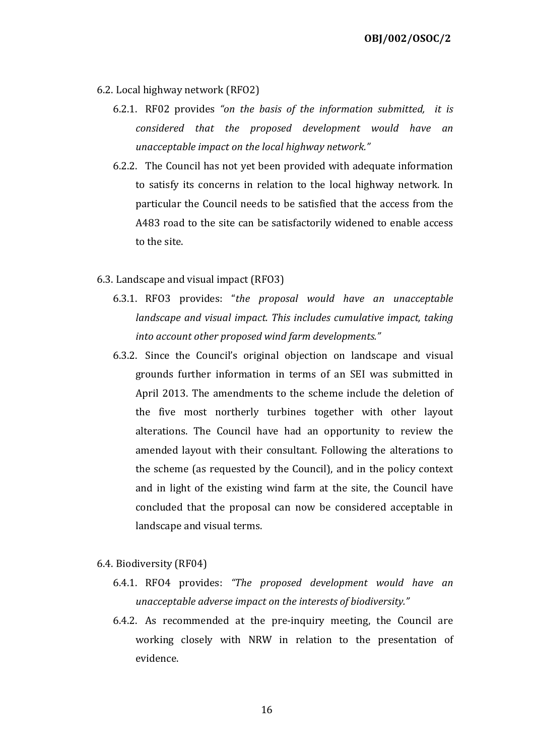6.2. Local highway network (RFO2)

6.2.1. RF02 provides *"on the basis of the information submitted, it is considered that the proposed development would have an unacceptable impact on the local highway network."*

6.2.2. The Council has not yet been provided with adequate information to satisfy its concerns in relation to the local highway network. In particular the Council needs to be satisfied that the access from the A483 road to the site can be satisfactorily widened to enable access to the site.

6.3. Landscape and visual impact (RFO3)

6.3.1. RFO3 provides: "*the proposal would have an unacceptable landscape and visual impact. This includes cumulative impact, taking into account other proposed wind farm developments."*

6.3.2. Since the Council's original objection on landscape and visual grounds further information in terms of an SEI was submitted in April 2013. The amendments to the scheme include the deletion of the five most northerly turbines together with other layout alterations. The Council have had an opportunity to review the amended layout with their consultant. Following the alterations to the scheme (as requested by the Council), and in the policy context and in light of the existing wind farm at the site, the Council have concluded that the proposal can now be considered acceptable in landscape and visual terms.

6.4. Biodiversity (RF04)

6.4.1. RFO4 provides: *"The proposed development would have an unacceptable adverse impact on the interests of biodiversity."*

6.4.2. As recommended at the pre-inquiry meeting, the Council are working closely with NRW in relation to the presentation of evidence.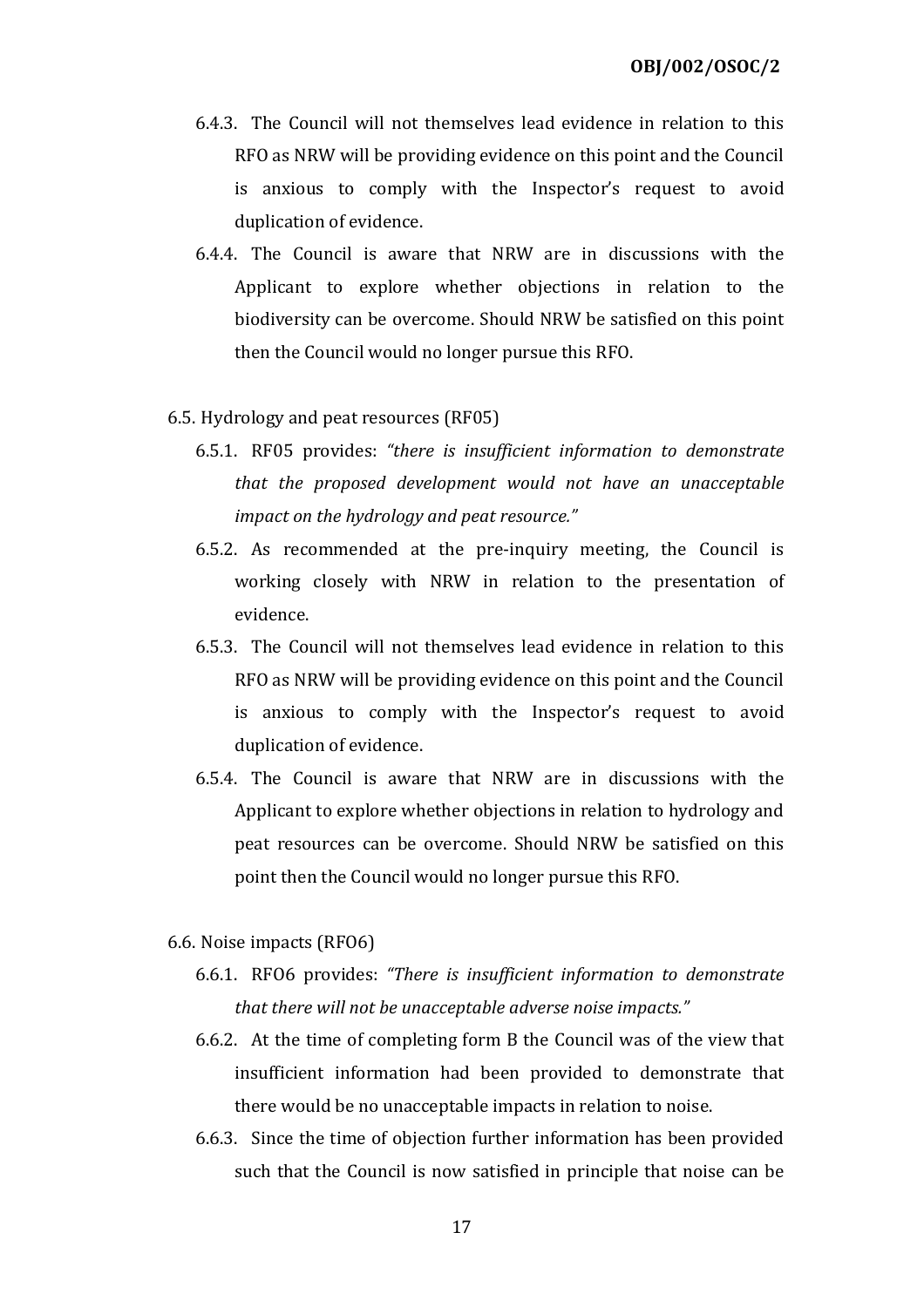6.4.3. The Council will not themselves lead evidence in relation to this RFO as NRW will be providing evidence on this point and the Council is anxious to comply with the Inspector's request to avoid duplication of evidence.

6.4.4. The Council is aware that NRW are in discussions with the Applicant to explore whether objections in relation to the biodiversity can be overcome. Should NRW be satisfied on this point then the Council would no longer pursue this RFO.

6.5. Hydrology and peat resources (RF05)

6.5.1. RF05 provides: *"there is insufficient information to demonstrate that the proposed development would not have an unacceptable impact on the hydrology and peat resource."*

6.5.2. As recommended at the pre-inquiry meeting, the Council is working closely with NRW in relation to the presentation of evidence.

6.5.3. The Council will not themselves lead evidence in relation to this RFO as NRW will be providing evidence on this point and the Council is anxious to comply with the Inspector's request to avoid duplication of evidence.

6.5.4. The Council is aware that NRW are in discussions with the Applicant to explore whether objections in relation to hydrology and peat resources can be overcome. Should NRW be satisfied on this point then the Council would no longer pursue this RFO.

6.6. Noise impacts (RFO6)

6.6.1. RFO6 provides: *"There is insufficient information to demonstrate that there will not be unacceptable adverse noise impacts."*

6.6.2. At the time of completing form B the Council was of the view that insufficient information had been provided to demonstrate that there would be no unacceptable impacts in relation to noise.

6.6.3. Since the time of objection further information has been provided such that the Council is now satisfied in principle that noise can be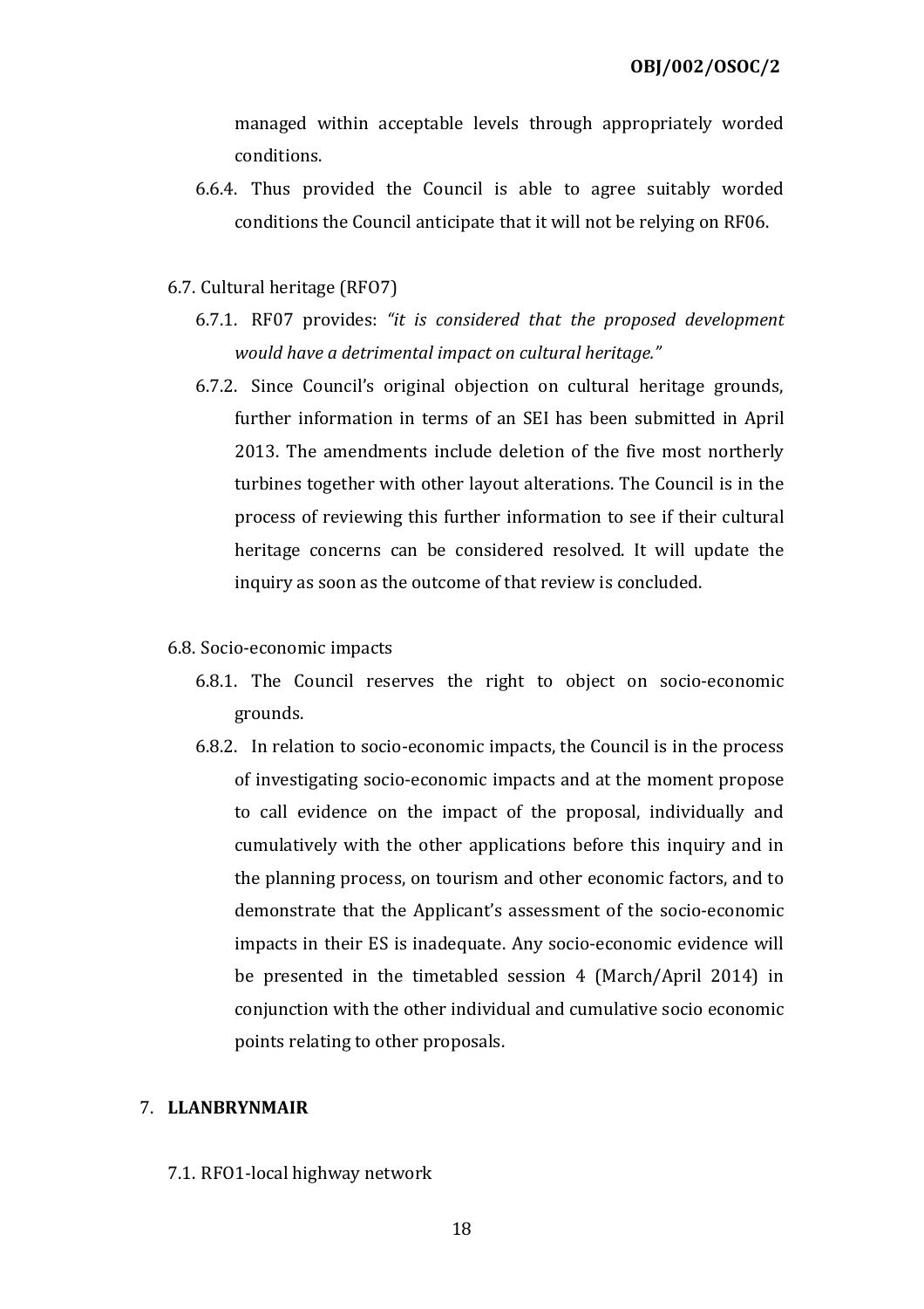managed within acceptable levels through appropriately worded conditions.

6.6.4. Thus provided the Council is able to agree suitably worded conditions the Council anticipate that it will not be relying on RF06.

6.7. Cultural heritage (RFO7)

6.7.1. RF07 provides: *"it is considered that the proposed development would have a detrimental impact on cultural heritage."*

6.7.2. Since Council's original objection on cultural heritage grounds, further information in terms of an SEI has been submitted in April 2013. The amendments include deletion of the five most northerly turbines together with other layout alterations. The Council is in the process of reviewing this further information to see if their cultural heritage concerns can be considered resolved. It will update the inquiry as soon as the outcome of that review is concluded.

6.8. Socio-economic impacts

6.8.1. The Council reserves the right to object on socio-economic grounds.

6.8.2. In relation to socio-economic impacts, the Council is in the process of investigating socio-economic impacts and at the moment propose to call evidence on the impact of the proposal, individually and cumulatively with the other applications before this inquiry and in the planning process, on tourism and other economic factors, and to demonstrate that the Applicant's assessment of the socio-economic impacts in their ES is inadequate. Any socio-economic evidence will be presented in the timetabled session 4 (March/April 2014) in conjunction with the other individual and cumulative socio economic points relating to other proposals.

7. **LLANBRYNMAIR**

7.1. RFO1-local highway network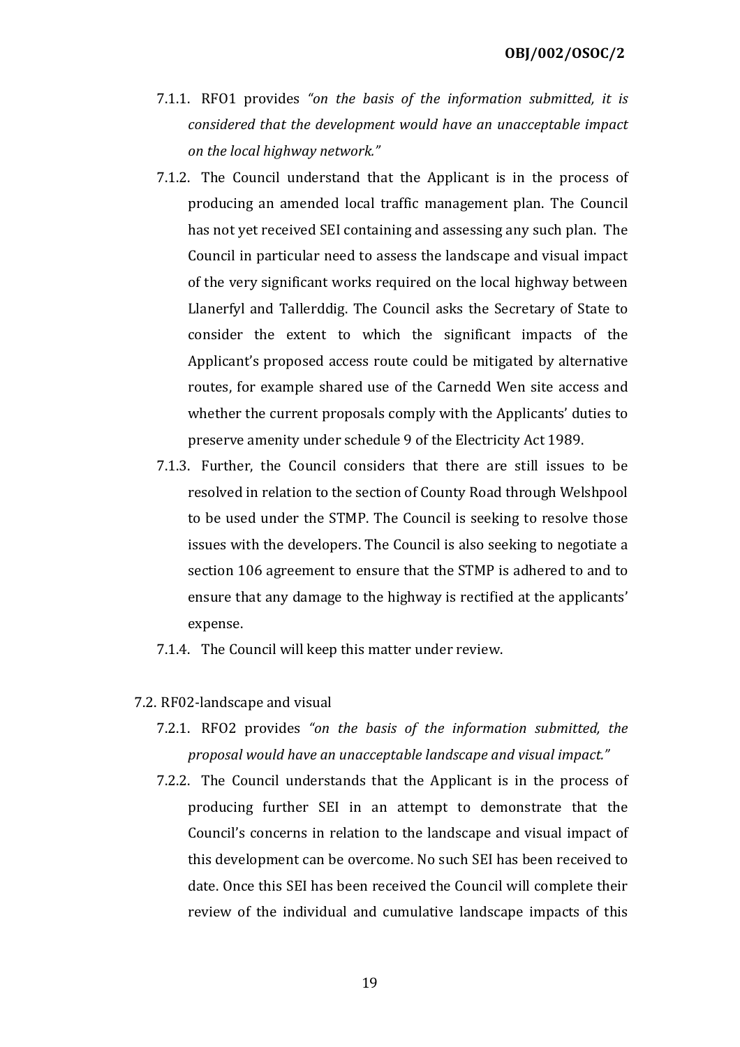7.1.1. RFO1 provides *"on the basis of the information submitted, it is considered that the development would have an unacceptable impact on the local highway network."*

7.1.2. The Council understand that the Applicant is in the process of producing an amended local traffic management plan. The Council has not yet received SEI containing and assessing any such plan. The Council in particular need to assess the landscape and visual impact of the very significant works required on the local highway between Llanerfyl and Tallerddig. The Council asks the Secretary of State to consider the extent to which the significant impacts of the Applicant's proposed access route could be mitigated by alternative routes, for example shared use of the Carnedd Wen site access and whether the current proposals comply with the Applicants' duties to preserve amenity under schedule 9 of the Electricity Act 1989.

7.1.3. Further, the Council considers that there are still issues to be resolved in relation to the section of County Road through Welshpool to be used under the STMP. The Council is seeking to resolve those issues with the developers. The Council is also seeking to negotiate a section 106 agreement to ensure that the STMP is adhered to and to ensure that any damage to the highway is rectified at the applicants' expense.

7.1.4. The Council will keep this matter under review.

7.2. RF02-landscape and visual

7.2.1. RFO2 provides *"on the basis of the information submitted, the proposal would have an unacceptable landscape and visual impact."*

7.2.2. The Council understands that the Applicant is in the process of producing further SEI in an attempt to demonstrate that the Council's concerns in relation to the landscape and visual impact of this development can be overcome. No such SEI has been received to date. Once this SEI has been received the Council will complete their review of the individual and cumulative landscape impacts of this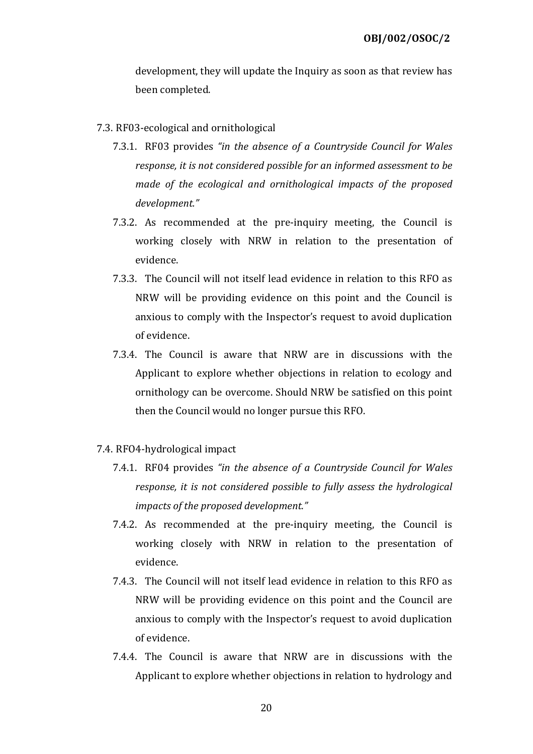development, they will update the Inquiry as soon as that review has been completed.

7.3. RF03-ecological and ornithological

7.3.1. RF03 provides *"in the absence of a Countryside Council for Wales response, it is not considered possible for an informed assessment to be made of the ecological and ornithological impacts of the proposed development."*

7.3.2. As recommended at the pre-inquiry meeting, the Council is working closely with NRW in relation to the presentation of evidence.

7.3.3. The Council will not itself lead evidence in relation to this RFO as NRW will be providing evidence on this point and the Council is anxious to comply with the Inspector's request to avoid duplication of evidence.

7.3.4. The Council is aware that NRW are in discussions with the Applicant to explore whether objections in relation to ecology and ornithology can be overcome. Should NRW be satisfied on this point then the Council would no longer pursue this RFO.

7.4. RFO4-hydrological impact

7.4.1. RF04 provides *"in the absence of a Countryside Council for Wales response, it is not considered possible to fully assess the hydrological impacts of the proposed development."*

7.4.2. As recommended at the pre-inquiry meeting, the Council is working closely with NRW in relation to the presentation of evidence.

7.4.3. The Council will not itself lead evidence in relation to this RFO as NRW will be providing evidence on this point and the Council are anxious to comply with the Inspector's request to avoid duplication of evidence.

7.4.4. The Council is aware that NRW are in discussions with the Applicant to explore whether objections in relation to hydrology and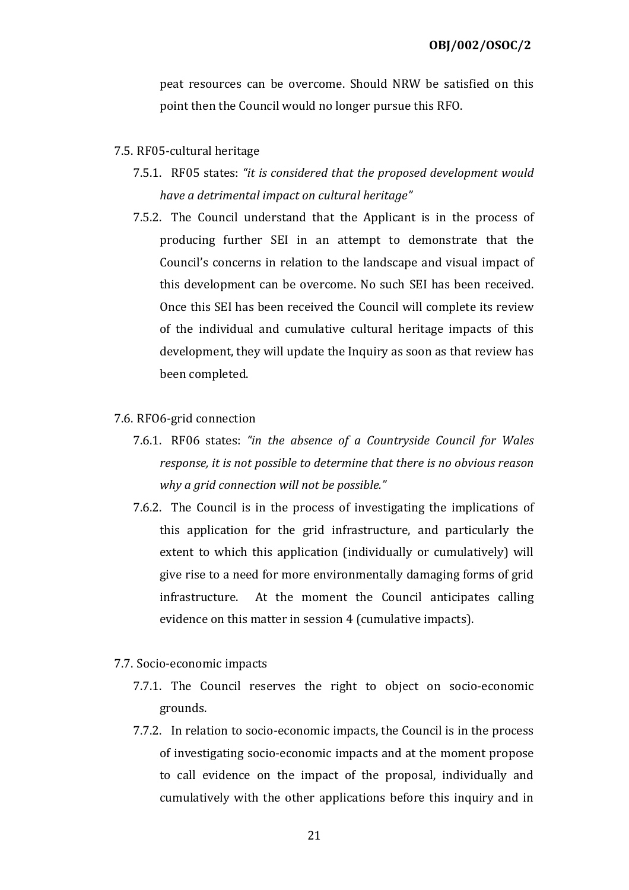peat resources can be overcome. Should NRW be satisfied on this point then the Council would no longer pursue this RFO.

7.5. RF05-cultural heritage

7.5.1. RF05 states: *"it is considered that the proposed development would have a detrimental impact on cultural heritage"*

7.5.2. The Council understand that the Applicant is in the process of producing further SEI in an attempt to demonstrate that the Council's concerns in relation to the landscape and visual impact of this development can be overcome. No such SEI has been received. Once this SEI has been received the Council will complete its review of the individual and cumulative cultural heritage impacts of this development, they will update the Inquiry as soon as that review has been completed.

7.6. RFO6-grid connection

7.6.1. RF06 states: *"in the absence of a Countryside Council for Wales response, it is not possible to determine that there is no obvious reason why a grid connection will not be possible."*

7.6.2. The Council is in the process of investigating the implications of this application for the grid infrastructure, and particularly the extent to which this application (individually or cumulatively) will give rise to a need for more environmentally damaging forms of grid infrastructure. At the moment the Council anticipates calling evidence on this matter in session 4 (cumulative impacts).

7.7. Socio-economic impacts

7.7.1. The Council reserves the right to object on socio-economic grounds.

7.7.2. In relation to socio-economic impacts, the Council is in the process of investigating socio-economic impacts and at the moment propose to call evidence on the impact of the proposal, individually and cumulatively with the other applications before this inquiry and in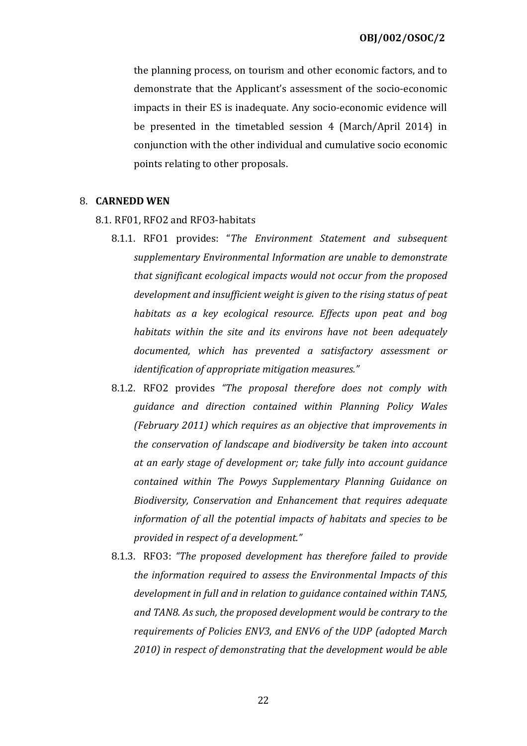the planning process, on tourism and other economic factors, and to demonstrate that the Applicant's assessment of the socio-economic impacts in their ES is inadequate. Any socio-economic evidence will be presented in the timetabled session 4 (March/April 2014) in conjunction with the other individual and cumulative socio economic points relating to other proposals.

8. **CARNEDD WEN**

8.1. RF01, RFO2 and RFO3-habitats

8.1.1. RFO1 provides: "*The Environment Statement and subsequent supplementary Environmental Information are unable to demonstrate that significant ecological impacts would not occur from the proposed development and insufficient weight is given to the rising status of peat habitats as a key ecological resource. Effects upon peat and bog habitats within the site and its environs have not been adequately documented, which has prevented a satisfactory assessment or identification of appropriate mitigation measures.*"

8.1.2. RFO2 provides "*The proposal therefore does not comply with guidance and direction contained within Planning Policy Wales (February 2011) which requires as an objective that improvements in the conservation of landscape and biodiversity be taken into account at an early stage of development or; take fully into account guidance contained within The Powys Supplementary Planning Guidance on Biodiversity, Conservation and Enhancement that requires adequate information of all the potential impacts of habitats and species to be provided in respect of a development.*"

8.1.3. RFO3: "*The proposed development has therefore failed to provide the information required to assess the Environmental Impacts of this development in full and in relation to guidance contained within TAN5, and TAN8. As such, the proposed development would be contrary to the requirements of Policies ENV3, and ENV6 of the UDP (adopted March 2010) in respect of demonstrating that the development would be able*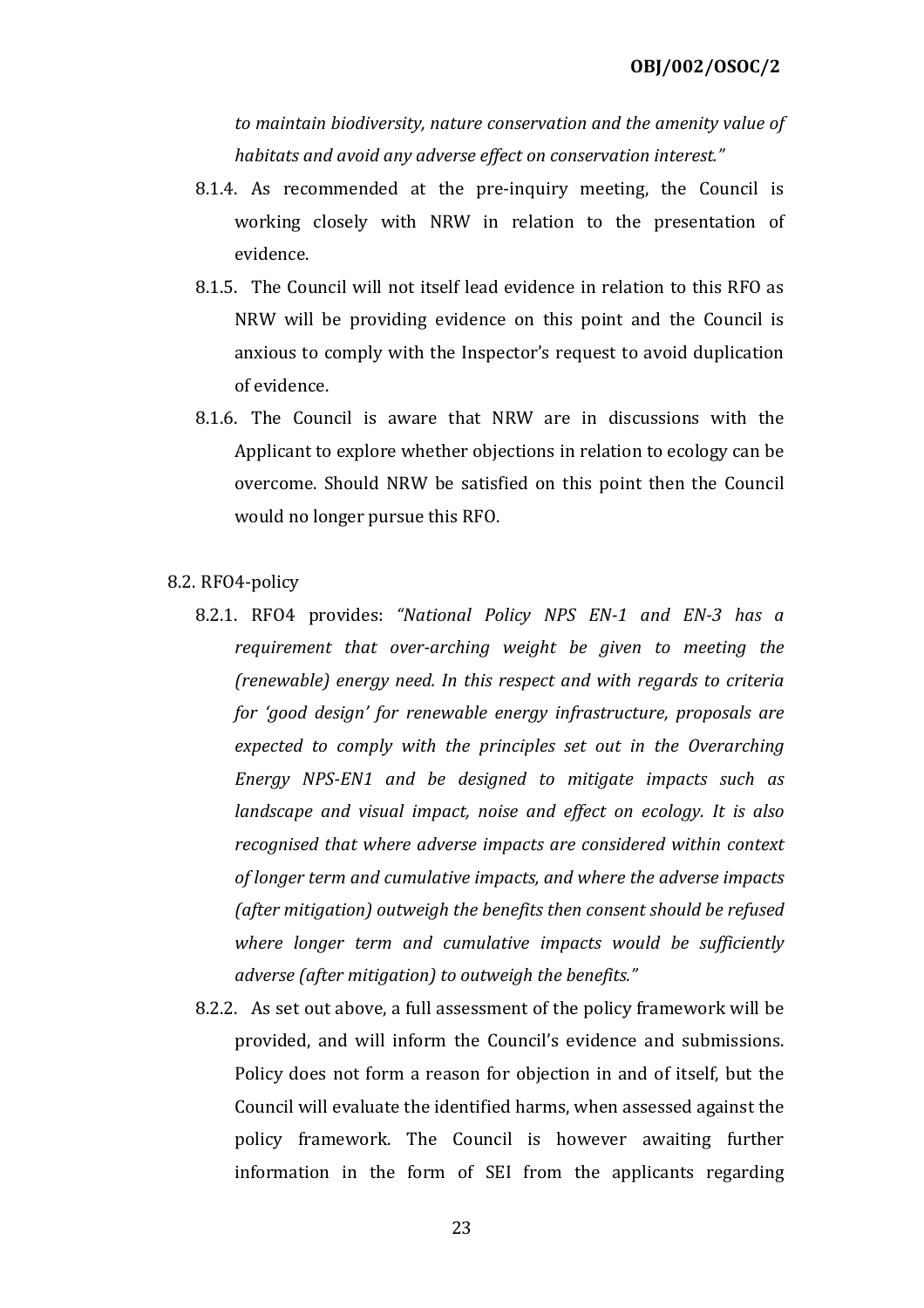*to maintain biodiversity, nature conservation and the amenity value of habitats and avoid any adverse effect on conservation interest."*

8.1.4. As recommended at the pre-inquiry meeting, the Council is working closely with NRW in relation to the presentation of evidence.

8.1.5. The Council will not itself lead evidence in relation to this RFO as NRW will be providing evidence on this point and the Council is anxious to comply with the Inspector's request to avoid duplication of evidence.

8.1.6. The Council is aware that NRW are in discussions with the Applicant to explore whether objections in relation to ecology can be overcome. Should NRW be satisfied on this point then the Council would no longer pursue this RFO.

8.2. RFO4-policy

8.2.1. RFO4 provides: *"National Policy NPS EN-1 and EN-3 has a requirement that over-arching weight be given to meeting the (renewable) energy need. In this respect and with regards to criteria for 'good design' for renewable energy infrastructure, proposals are expected to comply with the principles set out in the Overarching Energy NPS-EN1 and be designed to mitigate impacts such as landscape and visual impact, noise and effect on ecology. It is also recognised that where adverse impacts are considered within context of longer term and cumulative impacts, and where the adverse impacts (after mitigation) outweigh the benefits then consent should be refused where longer term and cumulative impacts would be sufficiently adverse (after mitigation) to outweigh the benefits."*

8.2.2. As set out above, a full assessment of the policy framework will be provided, and will inform the Council's evidence and submissions. Policy does not form a reason for objection in and of itself, but the Council will evaluate the identified harms, when assessed against the policy framework. The Council is however awaiting further information in the form of SEI from the applicants regarding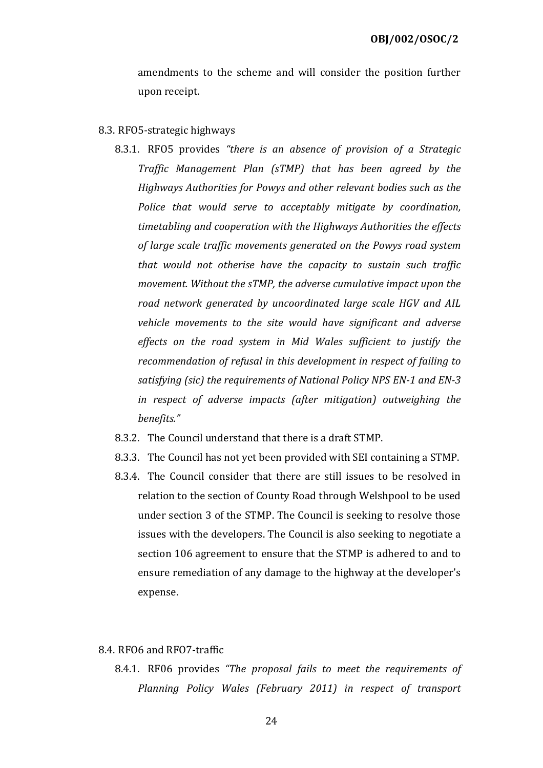amendments to the scheme and will consider the position further upon receipt.

8.3. RFO5-strategic highways

8.3.1. RFO5 provides *"there is an absence of provision of a Strategic Traffic Management Plan (sTMP) that has been agreed by the Highways Authorities for Powys and other relevant bodies such as the Police that would serve to acceptably mitigate by coordination, timetabling and cooperation with the Highways Authorities the effects of large scale traffic movements generated on the Powys road system that would not otherise have the capacity to sustain such traffic movement. Without the sTMP, the adverse cumulative impact upon the road network generated by uncoordinated large scale HGV and AIL vehicle movements to the site would have significant and adverse effects on the road system in Mid Wales sufficient to justify the recommendation of refusal in this development in respect of failing to satisfying (sic) the requirements of National Policy NPS EN-1 and EN-3 in respect of adverse impacts (after mitigation) outweighing the benefits."*

8.3.2. The Council understand that there is a draft STMP.

8.3.3. The Council has not yet been provided with SEI containing a STMP.

8.3.4. The Council consider that there are still issues to be resolved in relation to the section of County Road through Welshpool to be used under section 3 of the STMP. The Council is seeking to resolve those issues with the developers. The Council is also seeking to negotiate a section 106 agreement to ensure that the STMP is adhered to and to ensure remediation of any damage to the highway at the developer's expense.

8.4. RFO6 and RFO7-traffic

8.4.1. RF06 provides *"The proposal fails to meet the requirements of Planning Policy Wales (February 2011) in respect of transport*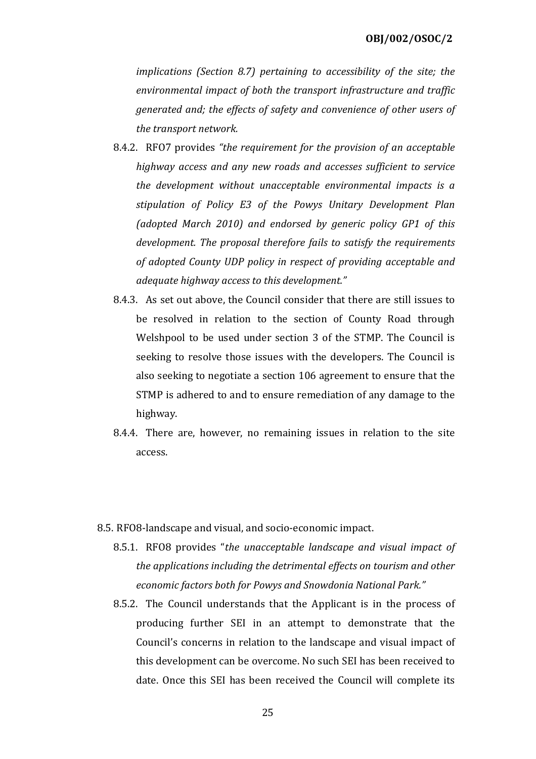*implications (Section 8.7) pertaining to accessibility of the site; the environmental impact of both the transport infrastructure and traffic generated and; the effects of safety and convenience of other users of the transport network.*

8.4.2. RFO7 provides *"the requirement for the provision of an acceptable highway access and any new roads and accesses sufficient to service the development without unacceptable environmental impacts is a stipulation of Policy E3 of the Powys Unitary Development Plan (adopted March 2010) and endorsed by generic policy GP1 of this development. The proposal therefore fails to satisfy the requirements of adopted County UDP policy in respect of providing acceptable and adequate highway access to this development."*

8.4.3. As set out above, the Council consider that there are still issues to be resolved in relation to the section of County Road through Welshpool to be used under section 3 of the STMP. The Council is seeking to resolve those issues with the developers. The Council is also seeking to negotiate a section 106 agreement to ensure that the STMP is adhered to and to ensure remediation of any damage to the highway.

8.4.4. There are, however, no remaining issues in relation to the site access.

8.5. RFO8-landscape and visual, and socio-economic impact.

8.5.1. RFO8 provides "*the unacceptable landscape and visual impact of the applications including the detrimental effects on tourism and other economic factors both for Powys and Snowdonia National Park.*"

8.5.2. The Council understands that the Applicant is in the process of producing further SEI in an attempt to demonstrate that the Council's concerns in relation to the landscape and visual impact of this development can be overcome. No such SEI has been received to date. Once this SEI has been received the Council will complete its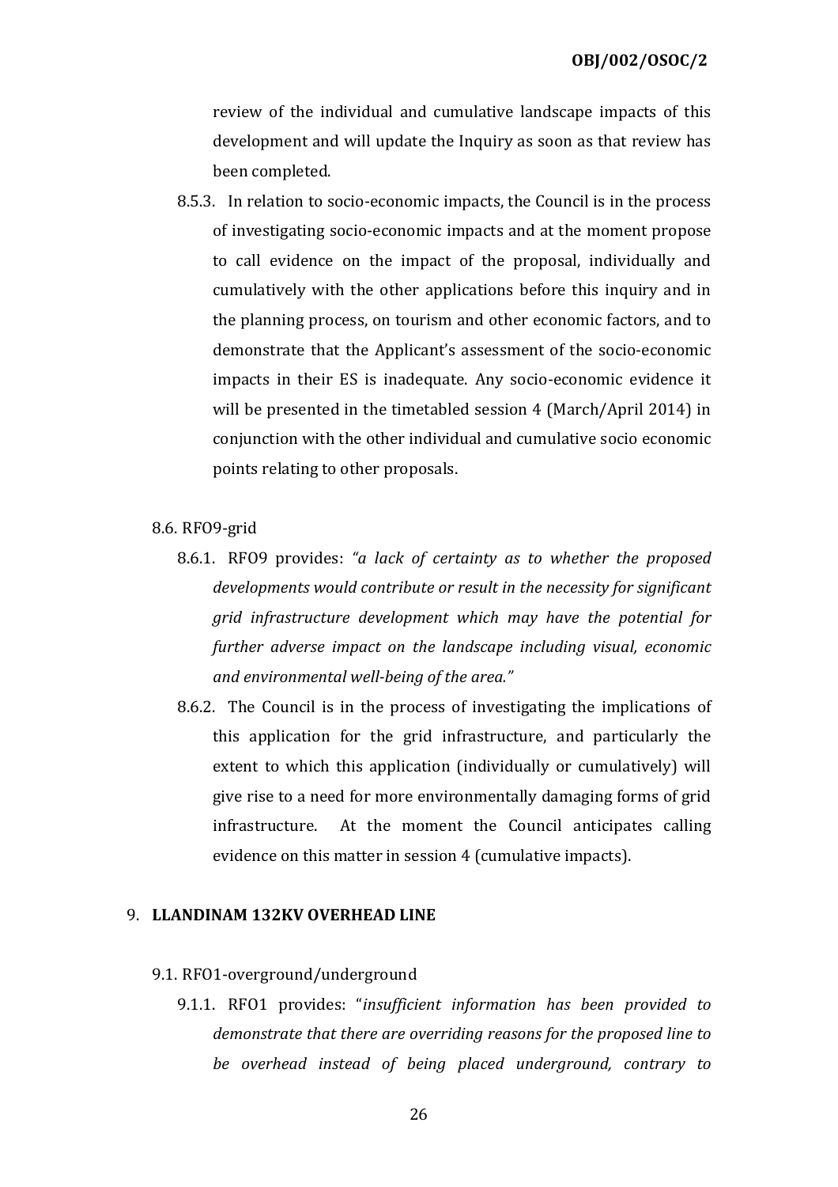review of the individual and cumulative landscape impacts of this development and will update the Inquiry as soon as that review has been completed.

8.5.3. In relation to socio-economic impacts, the Council is in the process of investigating socio-economic impacts and at the moment propose to call evidence on the impact of the proposal, individually and cumulatively with the other applications before this inquiry and in the planning process, on tourism and other economic factors, and to demonstrate that the Applicant's assessment of the socio-economic impacts in their ES is inadequate. Any socio-economic evidence it will be presented in the timetabled session 4 (March/April 2014) in conjunction with the other individual and cumulative socio economic points relating to other proposals.

8.6. RFO9-grid

8.6.1. RFO9 provides: *"a lack of certainty as to whether the proposed developments would contribute or result in the necessity for significant grid infrastructure development which may have the potential for further adverse impact on the landscape including visual, economic and environmental well-being of the area."*

8.6.2. The Council is in the process of investigating the implications of this application for the grid infrastructure, and particularly the extent to which this application (individually or cumulatively) will give rise to a need for more environmentally damaging forms of grid infrastructure. At the moment the Council anticipates calling evidence on this matter in session 4 (cumulative impacts).

9. **LLANDINAM 132KV OVERHEAD LINE**

9.1. RFO1-overground/underground

9.1.1. RFO1 provides: "*insufficient information has been provided to demonstrate that there are overriding reasons for the proposed line to be overhead instead of being placed underground, contrary to*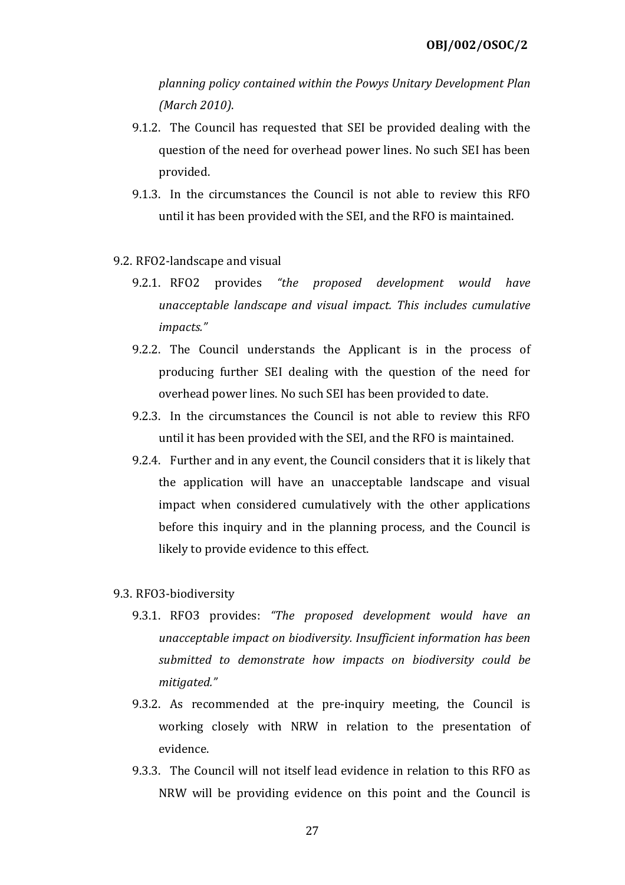*planning policy contained within the Powys Unitary Development Plan (March 2010)*.

9.1.2. The Council has requested that SEI be provided dealing with the question of the need for overhead power lines. No such SEI has been provided.

9.1.3. In the circumstances the Council is not able to review this RFO until it has been provided with the SEI, and the RFO is maintained.

9.2. RFO2-landscape and visual

9.2.1. RFO2 provides *"the proposed development would have unacceptable landscape and visual impact. This includes cumulative impacts."*

9.2.2. The Council understands the Applicant is in the process of producing further SEI dealing with the question of the need for overhead power lines. No such SEI has been provided to date.

9.2.3. In the circumstances the Council is not able to review this RFO until it has been provided with the SEI, and the RFO is maintained.

9.2.4. Further and in any event, the Council considers that it is likely that the application will have an unacceptable landscape and visual impact when considered cumulatively with the other applications before this inquiry and in the planning process, and the Council is likely to provide evidence to this effect.

9.3. RFO3-biodiversity

9.3.1. RFO3 provides: *"The proposed development would have an unacceptable impact on biodiversity. Insufficient information has been submitted to demonstrate how impacts on biodiversity could be mitigated."*

9.3.2. As recommended at the pre-inquiry meeting, the Council is working closely with NRW in relation to the presentation of evidence.

9.3.3. The Council will not itself lead evidence in relation to this RFO as NRW will be providing evidence on this point and the Council is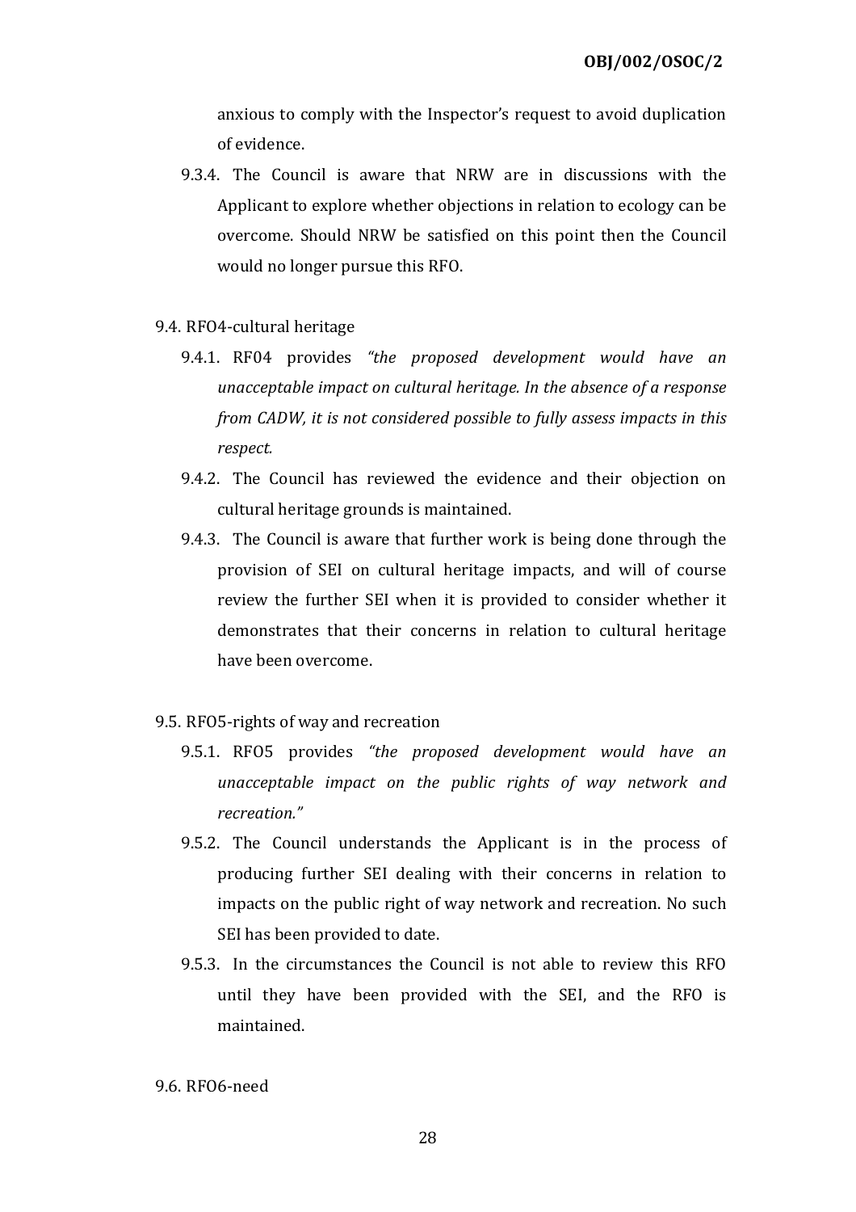anxious to comply with the Inspector's request to avoid duplication of evidence.

9.3.4. The Council is aware that NRW are in discussions with the Applicant to explore whether objections in relation to ecology can be overcome. Should NRW be satisfied on this point then the Council would no longer pursue this RFO.

9.4. RFO4-cultural heritage

9.4.1. RF04 provides *"the proposed development would have an unacceptable impact on cultural heritage. In the absence of a response from CADW, it is not considered possible to fully assess impacts in this respect.*

9.4.2. The Council has reviewed the evidence and their objection on cultural heritage grounds is maintained.

9.4.3. The Council is aware that further work is being done through the provision of SEI on cultural heritage impacts, and will of course review the further SEI when it is provided to consider whether it demonstrates that their concerns in relation to cultural heritage have been overcome.

9.5. RFO5-rights of way and recreation

9.5.1. RFO5 provides *"the proposed development would have an unacceptable impact on the public rights of way network and recreation."*

9.5.2. The Council understands the Applicant is in the process of producing further SEI dealing with their concerns in relation to impacts on the public right of way network and recreation. No such SEI has been provided to date.

9.5.3. In the circumstances the Council is not able to review this RFO until they have been provided with the SEI, and the RFO is maintained.

9.6. RFO6-need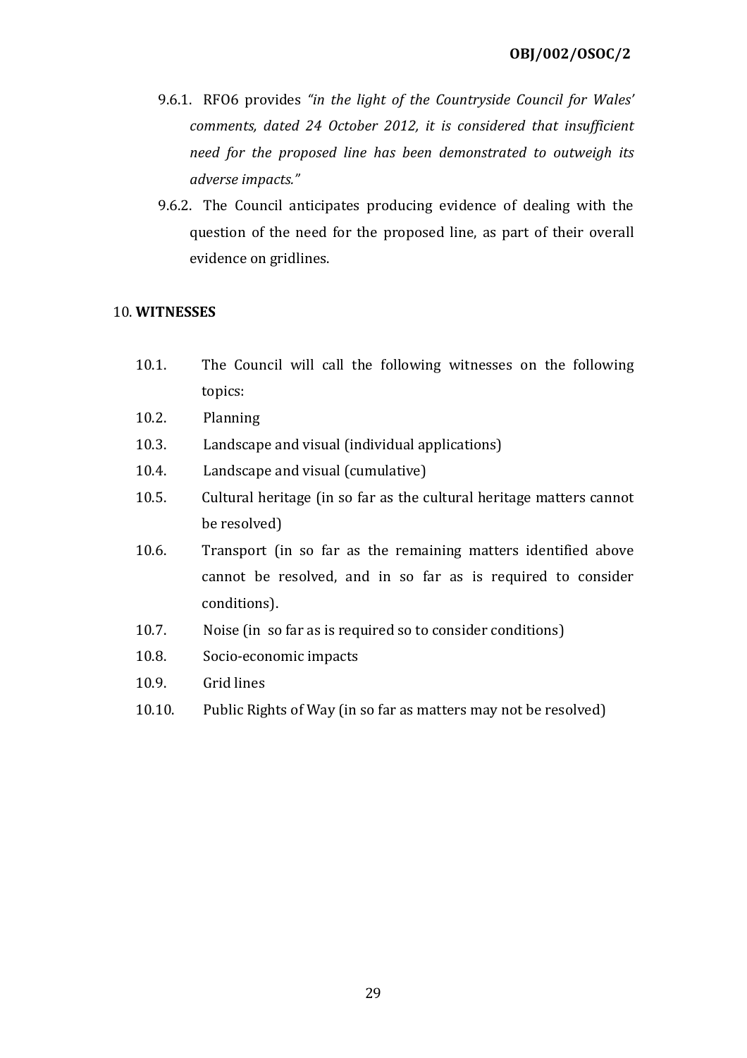9.6.1. RFO6 provides *"in the light of the Countryside Council for Wales' comments, dated 24 October 2012, it is considered that insufficient need for the proposed line has been demonstrated to outweigh its adverse impacts."*

9.6.2. The Council anticipates producing evidence of dealing with the question of the need for the proposed line, as part of their overall evidence on gridlines.

## 10. WITNESSES

10.1. The Council will call the following witnesses on the following topics:

10.2. Planning

10.3. Landscape and visual (individual applications)

10.4. Landscape and visual (cumulative)

10.5. Cultural heritage (in so far as the cultural heritage matters cannot be resolved)

10.6. Transport (in so far as the remaining matters identified above cannot be resolved, and in so far as is required to consider conditions).

10.7. Noise (in so far as is required so to consider conditions)

10.8. Socio-economic impacts

10.9. Grid lines

10.10. Public Rights of Way (in so far as matters may not be resolved)